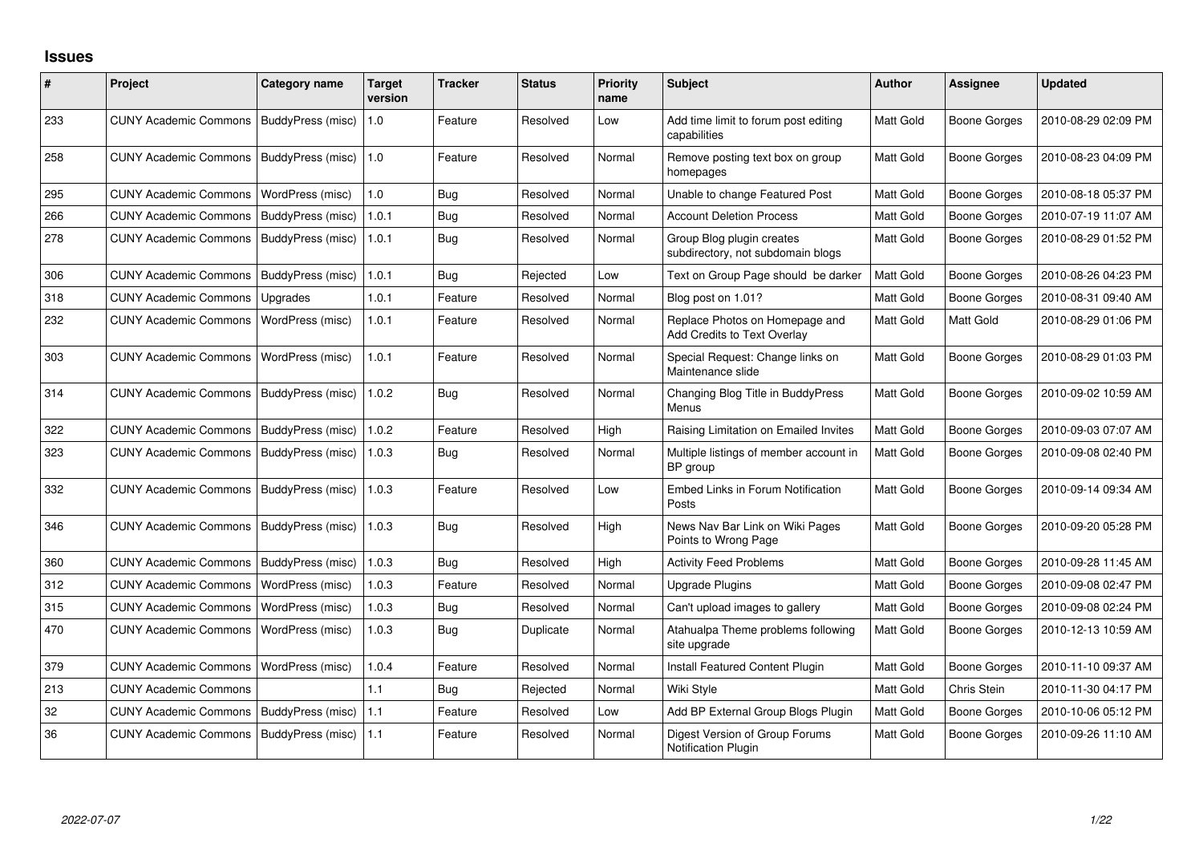## Issues

| # | Project | Category name | Target version | Tracker | Status | Priority name | Subject | Author | Assignee | Updated |
|---|---|---|---|---|---|---|---|---|---|---|
| 233 | CUNY Academic Commons | BuddyPress (misc) | 1.0 | Feature | Resolved | Low | Add time limit to forum post editing capabilities | Matt Gold | Boone Gorges | 2010-08-29 02:09 PM |
| 258 | CUNY Academic Commons | BuddyPress (misc) | 1.0 | Feature | Resolved | Normal | Remove posting text box on group homepages | Matt Gold | Boone Gorges | 2010-08-23 04:09 PM |
| 295 | CUNY Academic Commons | WordPress (misc) | 1.0 | Bug | Resolved | Normal | Unable to change Featured Post | Matt Gold | Boone Gorges | 2010-08-18 05:37 PM |
| 266 | CUNY Academic Commons | BuddyPress (misc) | 1.0.1 | Bug | Resolved | Normal | Account Deletion Process | Matt Gold | Boone Gorges | 2010-07-19 11:07 AM |
| 278 | CUNY Academic Commons | BuddyPress (misc) | 1.0.1 | Bug | Resolved | Normal | Group Blog plugin creates subdirectory, not subdomain blogs | Matt Gold | Boone Gorges | 2010-08-29 01:52 PM |
| 306 | CUNY Academic Commons | BuddyPress (misc) | 1.0.1 | Bug | Rejected | Low | Text on Group Page should be darker | Matt Gold | Boone Gorges | 2010-08-26 04:23 PM |
| 318 | CUNY Academic Commons | Upgrades | 1.0.1 | Feature | Resolved | Normal | Blog post on 1.01? | Matt Gold | Boone Gorges | 2010-08-31 09:40 AM |
| 232 | CUNY Academic Commons | WordPress (misc) | 1.0.1 | Feature | Resolved | Normal | Replace Photos on Homepage and Add Credits to Text Overlay | Matt Gold | Matt Gold | 2010-08-29 01:06 PM |
| 303 | CUNY Academic Commons | WordPress (misc) | 1.0.1 | Feature | Resolved | Normal | Special Request: Change links on Maintenance slide | Matt Gold | Boone Gorges | 2010-08-29 01:03 PM |
| 314 | CUNY Academic Commons | BuddyPress (misc) | 1.0.2 | Bug | Resolved | Normal | Changing Blog Title in BuddyPress Menus | Matt Gold | Boone Gorges | 2010-09-02 10:59 AM |
| 322 | CUNY Academic Commons | BuddyPress (misc) | 1.0.2 | Feature | Resolved | High | Raising Limitation on Emailed Invites | Matt Gold | Boone Gorges | 2010-09-03 07:07 AM |
| 323 | CUNY Academic Commons | BuddyPress (misc) | 1.0.3 | Bug | Resolved | Normal | Multiple listings of member account in BP group | Matt Gold | Boone Gorges | 2010-09-08 02:40 PM |
| 332 | CUNY Academic Commons | BuddyPress (misc) | 1.0.3 | Feature | Resolved | Low | Embed Links in Forum Notification Posts | Matt Gold | Boone Gorges | 2010-09-14 09:34 AM |
| 346 | CUNY Academic Commons | BuddyPress (misc) | 1.0.3 | Bug | Resolved | High | News Nav Bar Link on Wiki Pages Points to Wrong Page | Matt Gold | Boone Gorges | 2010-09-20 05:28 PM |
| 360 | CUNY Academic Commons | BuddyPress (misc) | 1.0.3 | Bug | Resolved | High | Activity Feed Problems | Matt Gold | Boone Gorges | 2010-09-28 11:45 AM |
| 312 | CUNY Academic Commons | WordPress (misc) | 1.0.3 | Feature | Resolved | Normal | Upgrade Plugins | Matt Gold | Boone Gorges | 2010-09-08 02:47 PM |
| 315 | CUNY Academic Commons | WordPress (misc) | 1.0.3 | Bug | Resolved | Normal | Can't upload images to gallery | Matt Gold | Boone Gorges | 2010-09-08 02:24 PM |
| 470 | CUNY Academic Commons | WordPress (misc) | 1.0.3 | Bug | Duplicate | Normal | Atahualpa Theme problems following site upgrade | Matt Gold | Boone Gorges | 2010-12-13 10:59 AM |
| 379 | CUNY Academic Commons | WordPress (misc) | 1.0.4 | Feature | Resolved | Normal | Install Featured Content Plugin | Matt Gold | Boone Gorges | 2010-11-10 09:37 AM |
| 213 | CUNY Academic Commons | | 1.1 | Bug | Rejected | Normal | Wiki Style | Matt Gold | Chris Stein | 2010-11-30 04:17 PM |
| 32 | CUNY Academic Commons | BuddyPress (misc) | 1.1 | Feature | Resolved | Low | Add BP External Group Blogs Plugin | Matt Gold | Boone Gorges | 2010-10-06 05:12 PM |
| 36 | CUNY Academic Commons | BuddyPress (misc) | 1.1 | Feature | Resolved | Normal | Digest Version of Group Forums Notification Plugin | Matt Gold | Boone Gorges | 2010-09-26 11:10 AM |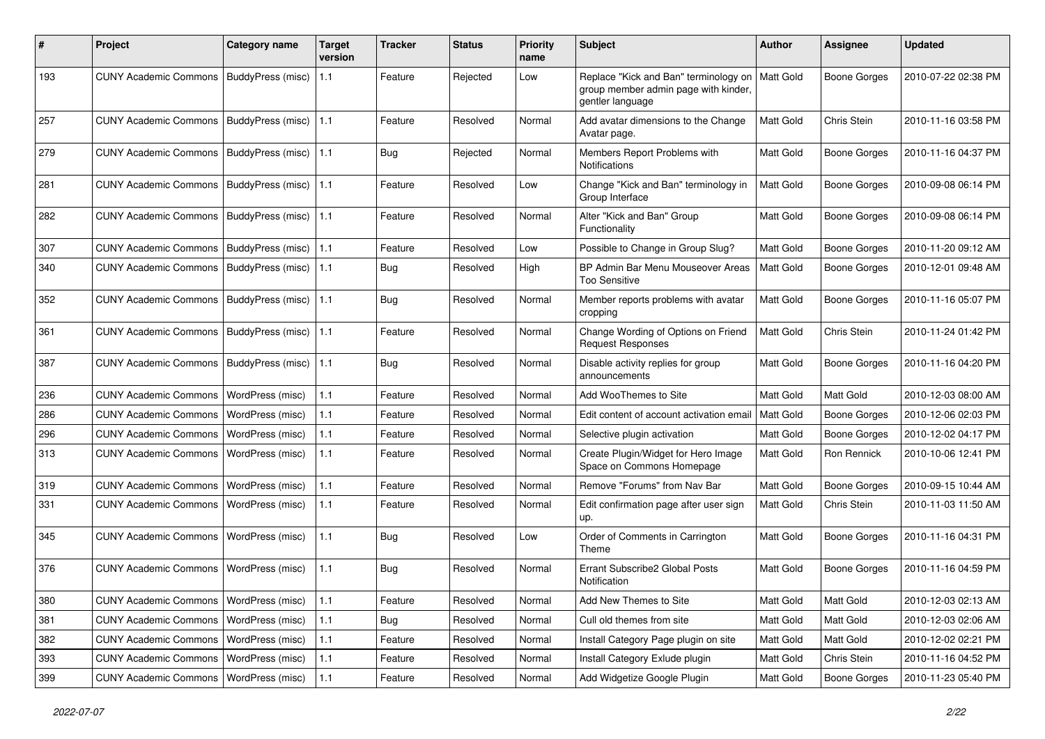| # | Project | Category name | Target version | Tracker | Status | Priority name | Subject | Author | Assignee | Updated |
|---|---|---|---|---|---|---|---|---|---|---|
| 193 | CUNY Academic Commons | BuddyPress (misc) | 1.1 | Feature | Rejected | Low | Replace "Kick and Ban" terminology on group member admin page with kinder, gentler language | Matt Gold | Boone Gorges | 2010-07-22 02:38 PM |
| 257 | CUNY Academic Commons | BuddyPress (misc) | 1.1 | Feature | Resolved | Normal | Add avatar dimensions to the Change Avatar page. | Matt Gold | Chris Stein | 2010-11-16 03:58 PM |
| 279 | CUNY Academic Commons | BuddyPress (misc) | 1.1 | Bug | Rejected | Normal | Members Report Problems with Notifications | Matt Gold | Boone Gorges | 2010-11-16 04:37 PM |
| 281 | CUNY Academic Commons | BuddyPress (misc) | 1.1 | Feature | Resolved | Low | Change "Kick and Ban" terminology in Group Interface | Matt Gold | Boone Gorges | 2010-09-08 06:14 PM |
| 282 | CUNY Academic Commons | BuddyPress (misc) | 1.1 | Feature | Resolved | Normal | Alter "Kick and Ban" Group Functionality | Matt Gold | Boone Gorges | 2010-09-08 06:14 PM |
| 307 | CUNY Academic Commons | BuddyPress (misc) | 1.1 | Feature | Resolved | Low | Possible to Change in Group Slug? | Matt Gold | Boone Gorges | 2010-11-20 09:12 AM |
| 340 | CUNY Academic Commons | BuddyPress (misc) | 1.1 | Bug | Resolved | High | BP Admin Bar Menu Mouseover Areas Too Sensitive | Matt Gold | Boone Gorges | 2010-12-01 09:48 AM |
| 352 | CUNY Academic Commons | BuddyPress (misc) | 1.1 | Bug | Resolved | Normal | Member reports problems with avatar cropping | Matt Gold | Boone Gorges | 2010-11-16 05:07 PM |
| 361 | CUNY Academic Commons | BuddyPress (misc) | 1.1 | Feature | Resolved | Normal | Change Wording of Options on Friend Request Responses | Matt Gold | Chris Stein | 2010-11-24 01:42 PM |
| 387 | CUNY Academic Commons | BuddyPress (misc) | 1.1 | Bug | Resolved | Normal | Disable activity replies for group announcements | Matt Gold | Boone Gorges | 2010-11-16 04:20 PM |
| 236 | CUNY Academic Commons | WordPress (misc) | 1.1 | Feature | Resolved | Normal | Add WooThemes to Site | Matt Gold | Matt Gold | 2010-12-03 08:00 AM |
| 286 | CUNY Academic Commons | WordPress (misc) | 1.1 | Feature | Resolved | Normal | Edit content of account activation email | Matt Gold | Boone Gorges | 2010-12-06 02:03 PM |
| 296 | CUNY Academic Commons | WordPress (misc) | 1.1 | Feature | Resolved | Normal | Selective plugin activation | Matt Gold | Boone Gorges | 2010-12-02 04:17 PM |
| 313 | CUNY Academic Commons | WordPress (misc) | 1.1 | Feature | Resolved | Normal | Create Plugin/Widget for Hero Image Space on Commons Homepage | Matt Gold | Ron Rennick | 2010-10-06 12:41 PM |
| 319 | CUNY Academic Commons | WordPress (misc) | 1.1 | Feature | Resolved | Normal | Remove "Forums" from Nav Bar | Matt Gold | Boone Gorges | 2010-09-15 10:44 AM |
| 331 | CUNY Academic Commons | WordPress (misc) | 1.1 | Feature | Resolved | Normal | Edit confirmation page after user sign up. | Matt Gold | Chris Stein | 2010-11-03 11:50 AM |
| 345 | CUNY Academic Commons | WordPress (misc) | 1.1 | Bug | Resolved | Low | Order of Comments in Carrington Theme | Matt Gold | Boone Gorges | 2010-11-16 04:31 PM |
| 376 | CUNY Academic Commons | WordPress (misc) | 1.1 | Bug | Resolved | Normal | Errant Subscribe2 Global Posts Notification | Matt Gold | Boone Gorges | 2010-11-16 04:59 PM |
| 380 | CUNY Academic Commons | WordPress (misc) | 1.1 | Feature | Resolved | Normal | Add New Themes to Site | Matt Gold | Matt Gold | 2010-12-03 02:13 AM |
| 381 | CUNY Academic Commons | WordPress (misc) | 1.1 | Bug | Resolved | Normal | Cull old themes from site | Matt Gold | Matt Gold | 2010-12-03 02:06 AM |
| 382 | CUNY Academic Commons | WordPress (misc) | 1.1 | Feature | Resolved | Normal | Install Category Page plugin on site | Matt Gold | Matt Gold | 2010-12-02 02:21 PM |
| 393 | CUNY Academic Commons | WordPress (misc) | 1.1 | Feature | Resolved | Normal | Install Category Exlude plugin | Matt Gold | Chris Stein | 2010-11-16 04:52 PM |
| 399 | CUNY Academic Commons | WordPress (misc) | 1.1 | Feature | Resolved | Normal | Add Widgetize Google Plugin | Matt Gold | Boone Gorges | 2010-11-23 05:40 PM |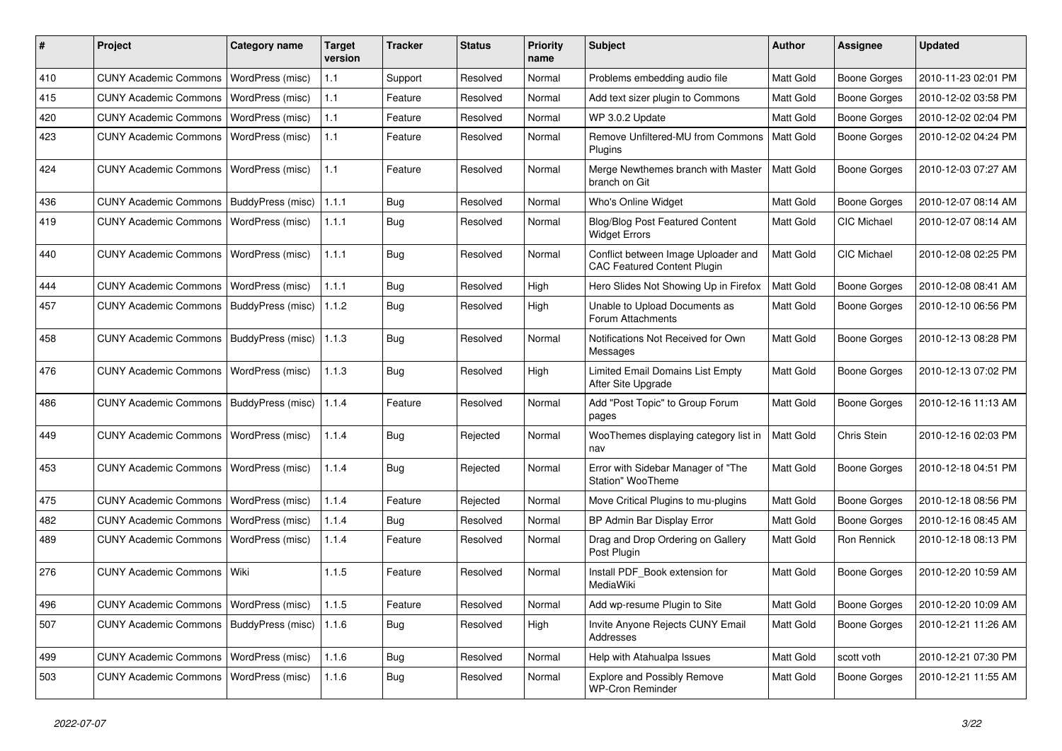| # | Project | Category name | Target version | Tracker | Status | Priority name | Subject | Author | Assignee | Updated |
|---|---|---|---|---|---|---|---|---|---|---|
| 410 | CUNY Academic Commons | WordPress (misc) | 1.1 | Support | Resolved | Normal | Problems embedding audio file | Matt Gold | Boone Gorges | 2010-11-23 02:01 PM |
| 415 | CUNY Academic Commons | WordPress (misc) | 1.1 | Feature | Resolved | Normal | Add text sizer plugin to Commons | Matt Gold | Boone Gorges | 2010-12-02 03:58 PM |
| 420 | CUNY Academic Commons | WordPress (misc) | 1.1 | Feature | Resolved | Normal | WP 3.0.2 Update | Matt Gold | Boone Gorges | 2010-12-02 02:04 PM |
| 423 | CUNY Academic Commons | WordPress (misc) | 1.1 | Feature | Resolved | Normal | Remove Unfiltered-MU from Commons Plugins | Matt Gold | Boone Gorges | 2010-12-02 04:24 PM |
| 424 | CUNY Academic Commons | WordPress (misc) | 1.1 | Feature | Resolved | Normal | Merge Newthemes branch with Master branch on Git | Matt Gold | Boone Gorges | 2010-12-03 07:27 AM |
| 436 | CUNY Academic Commons | BuddyPress (misc) | 1.1.1 | Bug | Resolved | Normal | Who's Online Widget | Matt Gold | Boone Gorges | 2010-12-07 08:14 AM |
| 419 | CUNY Academic Commons | WordPress (misc) | 1.1.1 | Bug | Resolved | Normal | Blog/Blog Post Featured Content Widget Errors | Matt Gold | CIC Michael | 2010-12-07 08:14 AM |
| 440 | CUNY Academic Commons | WordPress (misc) | 1.1.1 | Bug | Resolved | Normal | Conflict between Image Uploader and CAC Featured Content Plugin | Matt Gold | CIC Michael | 2010-12-08 02:25 PM |
| 444 | CUNY Academic Commons | WordPress (misc) | 1.1.1 | Bug | Resolved | High | Hero Slides Not Showing Up in Firefox | Matt Gold | Boone Gorges | 2010-12-08 08:41 AM |
| 457 | CUNY Academic Commons | BuddyPress (misc) | 1.1.2 | Bug | Resolved | High | Unable to Upload Documents as Forum Attachments | Matt Gold | Boone Gorges | 2010-12-10 06:56 PM |
| 458 | CUNY Academic Commons | BuddyPress (misc) | 1.1.3 | Bug | Resolved | Normal | Notifications Not Received for Own Messages | Matt Gold | Boone Gorges | 2010-12-13 08:28 PM |
| 476 | CUNY Academic Commons | WordPress (misc) | 1.1.3 | Bug | Resolved | High | Limited Email Domains List Empty After Site Upgrade | Matt Gold | Boone Gorges | 2010-12-13 07:02 PM |
| 486 | CUNY Academic Commons | BuddyPress (misc) | 1.1.4 | Feature | Resolved | Normal | Add "Post Topic" to Group Forum pages | Matt Gold | Boone Gorges | 2010-12-16 11:13 AM |
| 449 | CUNY Academic Commons | WordPress (misc) | 1.1.4 | Bug | Rejected | Normal | WooThemes displaying category list in nav | Matt Gold | Chris Stein | 2010-12-16 02:03 PM |
| 453 | CUNY Academic Commons | WordPress (misc) | 1.1.4 | Bug | Rejected | Normal | Error with Sidebar Manager of "The Station" WooTheme | Matt Gold | Boone Gorges | 2010-12-18 04:51 PM |
| 475 | CUNY Academic Commons | WordPress (misc) | 1.1.4 | Feature | Rejected | Normal | Move Critical Plugins to mu-plugins | Matt Gold | Boone Gorges | 2010-12-18 08:56 PM |
| 482 | CUNY Academic Commons | WordPress (misc) | 1.1.4 | Bug | Resolved | Normal | BP Admin Bar Display Error | Matt Gold | Boone Gorges | 2010-12-16 08:45 AM |
| 489 | CUNY Academic Commons | WordPress (misc) | 1.1.4 | Feature | Resolved | Normal | Drag and Drop Ordering on Gallery Post Plugin | Matt Gold | Ron Rennick | 2010-12-18 08:13 PM |
| 276 | CUNY Academic Commons | Wiki | 1.1.5 | Feature | Resolved | Normal | Install PDF_Book extension for MediaWiki | Matt Gold | Boone Gorges | 2010-12-20 10:59 AM |
| 496 | CUNY Academic Commons | WordPress (misc) | 1.1.5 | Feature | Resolved | Normal | Add wp-resume Plugin to Site | Matt Gold | Boone Gorges | 2010-12-20 10:09 AM |
| 507 | CUNY Academic Commons | BuddyPress (misc) | 1.1.6 | Bug | Resolved | High | Invite Anyone Rejects CUNY Email Addresses | Matt Gold | Boone Gorges | 2010-12-21 11:26 AM |
| 499 | CUNY Academic Commons | WordPress (misc) | 1.1.6 | Bug | Resolved | Normal | Help with Atahualpa Issues | Matt Gold | scott voth | 2010-12-21 07:30 PM |
| 503 | CUNY Academic Commons | WordPress (misc) | 1.1.6 | Bug | Resolved | Normal | Explore and Possibly Remove WP-Cron Reminder | Matt Gold | Boone Gorges | 2010-12-21 11:55 AM |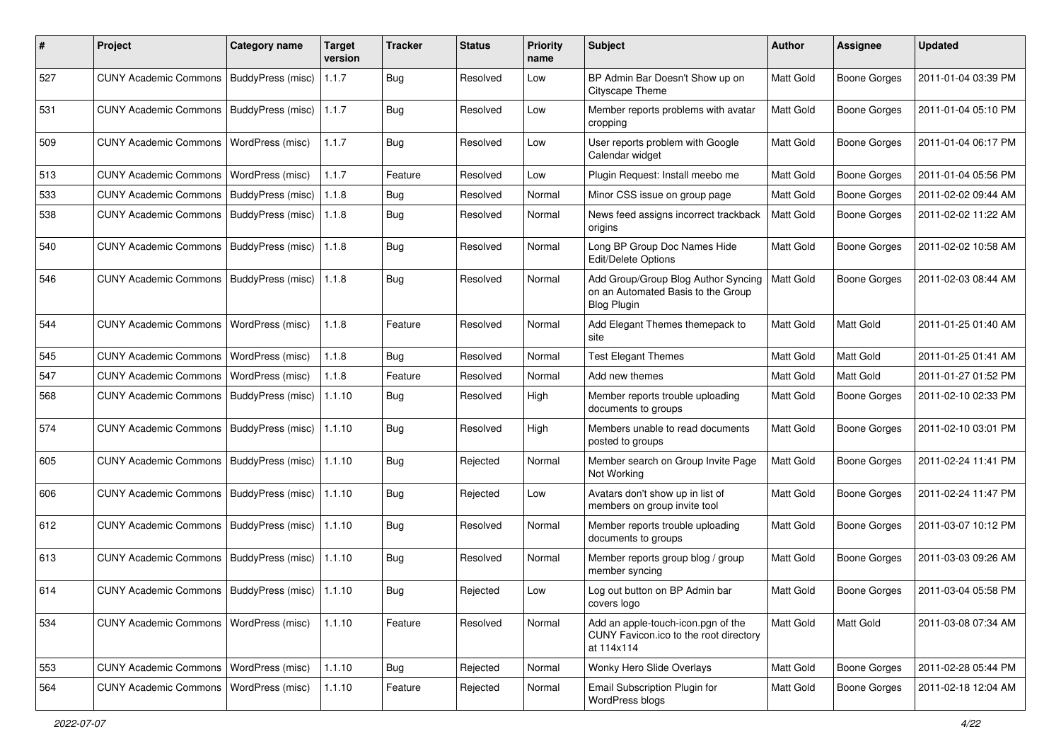| # | Project | Category name | Target version | Tracker | Status | Priority name | Subject | Author | Assignee | Updated |
|---|---|---|---|---|---|---|---|---|---|---|
| 527 | CUNY Academic Commons | BuddyPress (misc) | 1.1.7 | Bug | Resolved | Low | BP Admin Bar Doesn't Show up on Cityscape Theme | Matt Gold | Boone Gorges | 2011-01-04 03:39 PM |
| 531 | CUNY Academic Commons | BuddyPress (misc) | 1.1.7 | Bug | Resolved | Low | Member reports problems with avatar cropping | Matt Gold | Boone Gorges | 2011-01-04 05:10 PM |
| 509 | CUNY Academic Commons | WordPress (misc) | 1.1.7 | Bug | Resolved | Low | User reports problem with Google Calendar widget | Matt Gold | Boone Gorges | 2011-01-04 06:17 PM |
| 513 | CUNY Academic Commons | WordPress (misc) | 1.1.7 | Feature | Resolved | Low | Plugin Request: Install meebo me | Matt Gold | Boone Gorges | 2011-01-04 05:56 PM |
| 533 | CUNY Academic Commons | BuddyPress (misc) | 1.1.8 | Bug | Resolved | Normal | Minor CSS issue on group page | Matt Gold | Boone Gorges | 2011-02-02 09:44 AM |
| 538 | CUNY Academic Commons | BuddyPress (misc) | 1.1.8 | Bug | Resolved | Normal | News feed assigns incorrect trackback origins | Matt Gold | Boone Gorges | 2011-02-02 11:22 AM |
| 540 | CUNY Academic Commons | BuddyPress (misc) | 1.1.8 | Bug | Resolved | Normal | Long BP Group Doc Names Hide Edit/Delete Options | Matt Gold | Boone Gorges | 2011-02-02 10:58 AM |
| 546 | CUNY Academic Commons | BuddyPress (misc) | 1.1.8 | Bug | Resolved | Normal | Add Group/Group Blog Author Syncing on an Automated Basis to the Group Blog Plugin | Matt Gold | Boone Gorges | 2011-02-03 08:44 AM |
| 544 | CUNY Academic Commons | WordPress (misc) | 1.1.8 | Feature | Resolved | Normal | Add Elegant Themes themepack to site | Matt Gold | Matt Gold | 2011-01-25 01:40 AM |
| 545 | CUNY Academic Commons | WordPress (misc) | 1.1.8 | Bug | Resolved | Normal | Test Elegant Themes | Matt Gold | Matt Gold | 2011-01-25 01:41 AM |
| 547 | CUNY Academic Commons | WordPress (misc) | 1.1.8 | Feature | Resolved | Normal | Add new themes | Matt Gold | Matt Gold | 2011-01-27 01:52 PM |
| 568 | CUNY Academic Commons | BuddyPress (misc) | 1.1.10 | Bug | Resolved | High | Member reports trouble uploading documents to groups | Matt Gold | Boone Gorges | 2011-02-10 02:33 PM |
| 574 | CUNY Academic Commons | BuddyPress (misc) | 1.1.10 | Bug | Resolved | High | Members unable to read documents posted to groups | Matt Gold | Boone Gorges | 2011-02-10 03:01 PM |
| 605 | CUNY Academic Commons | BuddyPress (misc) | 1.1.10 | Bug | Rejected | Normal | Member search on Group Invite Page Not Working | Matt Gold | Boone Gorges | 2011-02-24 11:41 PM |
| 606 | CUNY Academic Commons | BuddyPress (misc) | 1.1.10 | Bug | Rejected | Low | Avatars don't show up in list of members on group invite tool | Matt Gold | Boone Gorges | 2011-02-24 11:47 PM |
| 612 | CUNY Academic Commons | BuddyPress (misc) | 1.1.10 | Bug | Resolved | Normal | Member reports trouble uploading documents to groups | Matt Gold | Boone Gorges | 2011-03-07 10:12 PM |
| 613 | CUNY Academic Commons | BuddyPress (misc) | 1.1.10 | Bug | Resolved | Normal | Member reports group blog / group member syncing | Matt Gold | Boone Gorges | 2011-03-03 09:26 AM |
| 614 | CUNY Academic Commons | BuddyPress (misc) | 1.1.10 | Bug | Rejected | Low | Log out button on BP Admin bar covers logo | Matt Gold | Boone Gorges | 2011-03-04 05:58 PM |
| 534 | CUNY Academic Commons | WordPress (misc) | 1.1.10 | Feature | Resolved | Normal | Add an apple-touch-icon.pgn of the CUNY Favicon.ico to the root directory at 114x114 | Matt Gold | Matt Gold | 2011-03-08 07:34 AM |
| 553 | CUNY Academic Commons | WordPress (misc) | 1.1.10 | Bug | Rejected | Normal | Wonky Hero Slide Overlays | Matt Gold | Boone Gorges | 2011-02-28 05:44 PM |
| 564 | CUNY Academic Commons | WordPress (misc) | 1.1.10 | Feature | Rejected | Normal | Email Subscription Plugin for WordPress blogs | Matt Gold | Boone Gorges | 2011-02-18 12:04 AM |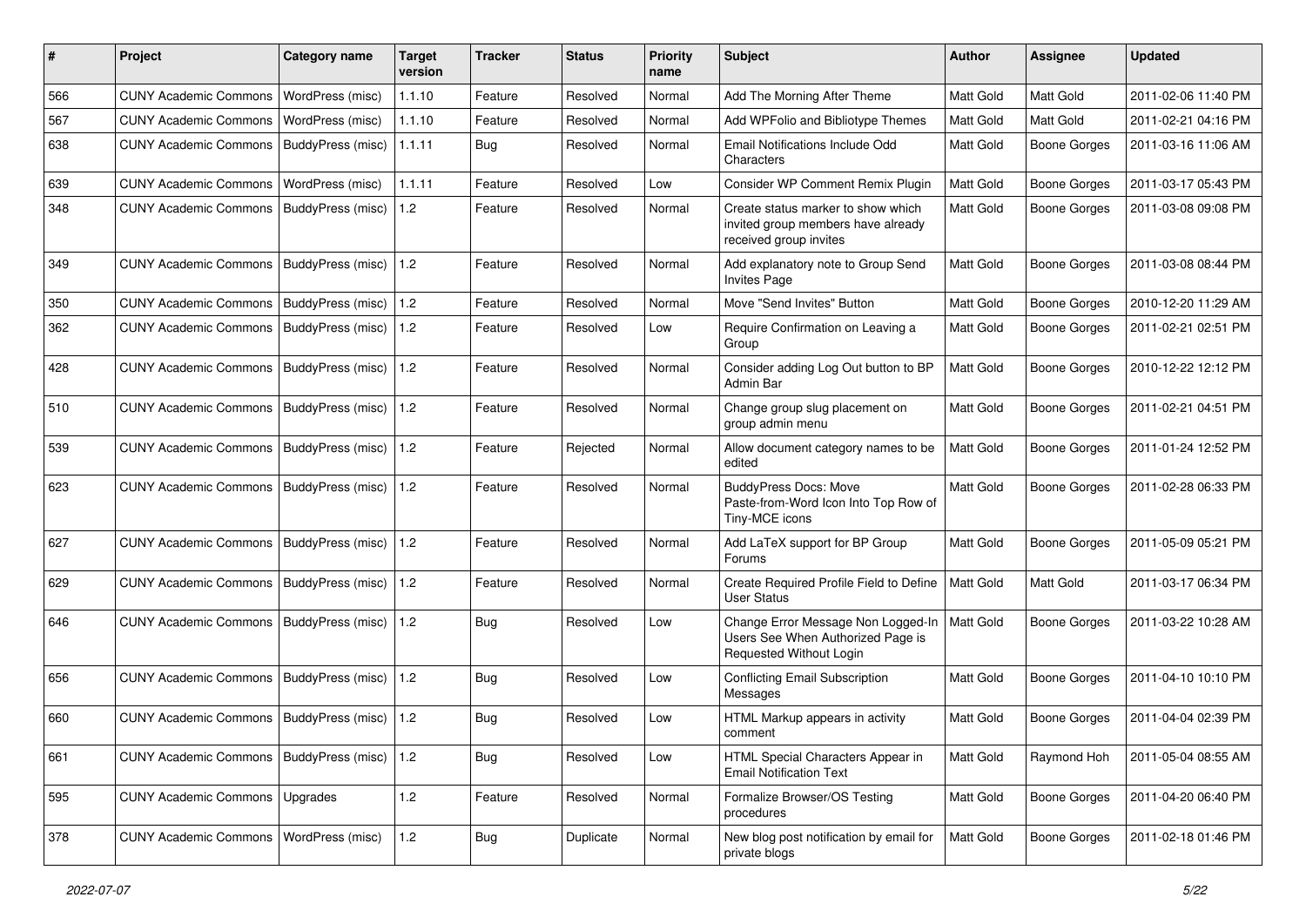| # | Project | Category name | Target version | Tracker | Status | Priority name | Subject | Author | Assignee | Updated |
|---|---|---|---|---|---|---|---|---|---|---|
| 566 | CUNY Academic Commons | WordPress (misc) | 1.1.10 | Feature | Resolved | Normal | Add The Morning After Theme | Matt Gold | Matt Gold | 2011-02-06 11:40 PM |
| 567 | CUNY Academic Commons | WordPress (misc) | 1.1.10 | Feature | Resolved | Normal | Add WPFolio and Bibliotype Themes | Matt Gold | Matt Gold | 2011-02-21 04:16 PM |
| 638 | CUNY Academic Commons | BuddyPress (misc) | 1.1.11 | Bug | Resolved | Normal | Email Notifications Include Odd Characters | Matt Gold | Boone Gorges | 2011-03-16 11:06 AM |
| 639 | CUNY Academic Commons | WordPress (misc) | 1.1.11 | Feature | Resolved | Low | Consider WP Comment Remix Plugin | Matt Gold | Boone Gorges | 2011-03-17 05:43 PM |
| 348 | CUNY Academic Commons | BuddyPress (misc) | 1.2 | Feature | Resolved | Normal | Create status marker to show which invited group members have already received group invites | Matt Gold | Boone Gorges | 2011-03-08 09:08 PM |
| 349 | CUNY Academic Commons | BuddyPress (misc) | 1.2 | Feature | Resolved | Normal | Add explanatory note to Group Send Invites Page | Matt Gold | Boone Gorges | 2011-03-08 08:44 PM |
| 350 | CUNY Academic Commons | BuddyPress (misc) | 1.2 | Feature | Resolved | Normal | Move "Send Invites" Button | Matt Gold | Boone Gorges | 2010-12-20 11:29 AM |
| 362 | CUNY Academic Commons | BuddyPress (misc) | 1.2 | Feature | Resolved | Low | Require Confirmation on Leaving a Group | Matt Gold | Boone Gorges | 2011-02-21 02:51 PM |
| 428 | CUNY Academic Commons | BuddyPress (misc) | 1.2 | Feature | Resolved | Normal | Consider adding Log Out button to BP Admin Bar | Matt Gold | Boone Gorges | 2010-12-22 12:12 PM |
| 510 | CUNY Academic Commons | BuddyPress (misc) | 1.2 | Feature | Resolved | Normal | Change group slug placement on group admin menu | Matt Gold | Boone Gorges | 2011-02-21 04:51 PM |
| 539 | CUNY Academic Commons | BuddyPress (misc) | 1.2 | Feature | Rejected | Normal | Allow document category names to be edited | Matt Gold | Boone Gorges | 2011-01-24 12:52 PM |
| 623 | CUNY Academic Commons | BuddyPress (misc) | 1.2 | Feature | Resolved | Normal | BuddyPress Docs: Move Paste-from-Word Icon Into Top Row of Tiny-MCE icons | Matt Gold | Boone Gorges | 2011-02-28 06:33 PM |
| 627 | CUNY Academic Commons | BuddyPress (misc) | 1.2 | Feature | Resolved | Normal | Add LaTeX support for BP Group Forums | Matt Gold | Boone Gorges | 2011-05-09 05:21 PM |
| 629 | CUNY Academic Commons | BuddyPress (misc) | 1.2 | Feature | Resolved | Normal | Create Required Profile Field to Define User Status | Matt Gold | Matt Gold | 2011-03-17 06:34 PM |
| 646 | CUNY Academic Commons | BuddyPress (misc) | 1.2 | Bug | Resolved | Low | Change Error Message Non Logged-In Users See When Authorized Page is Requested Without Login | Matt Gold | Boone Gorges | 2011-03-22 10:28 AM |
| 656 | CUNY Academic Commons | BuddyPress (misc) | 1.2 | Bug | Resolved | Low | Conflicting Email Subscription Messages | Matt Gold | Boone Gorges | 2011-04-10 10:10 PM |
| 660 | CUNY Academic Commons | BuddyPress (misc) | 1.2 | Bug | Resolved | Low | HTML Markup appears in activity comment | Matt Gold | Boone Gorges | 2011-04-04 02:39 PM |
| 661 | CUNY Academic Commons | BuddyPress (misc) | 1.2 | Bug | Resolved | Low | HTML Special Characters Appear in Email Notification Text | Matt Gold | Raymond Hoh | 2011-05-04 08:55 AM |
| 595 | CUNY Academic Commons | Upgrades | 1.2 | Feature | Resolved | Normal | Formalize Browser/OS Testing procedures | Matt Gold | Boone Gorges | 2011-04-20 06:40 PM |
| 378 | CUNY Academic Commons | WordPress (misc) | 1.2 | Bug | Duplicate | Normal | New blog post notification by email for private blogs | Matt Gold | Boone Gorges | 2011-02-18 01:46 PM |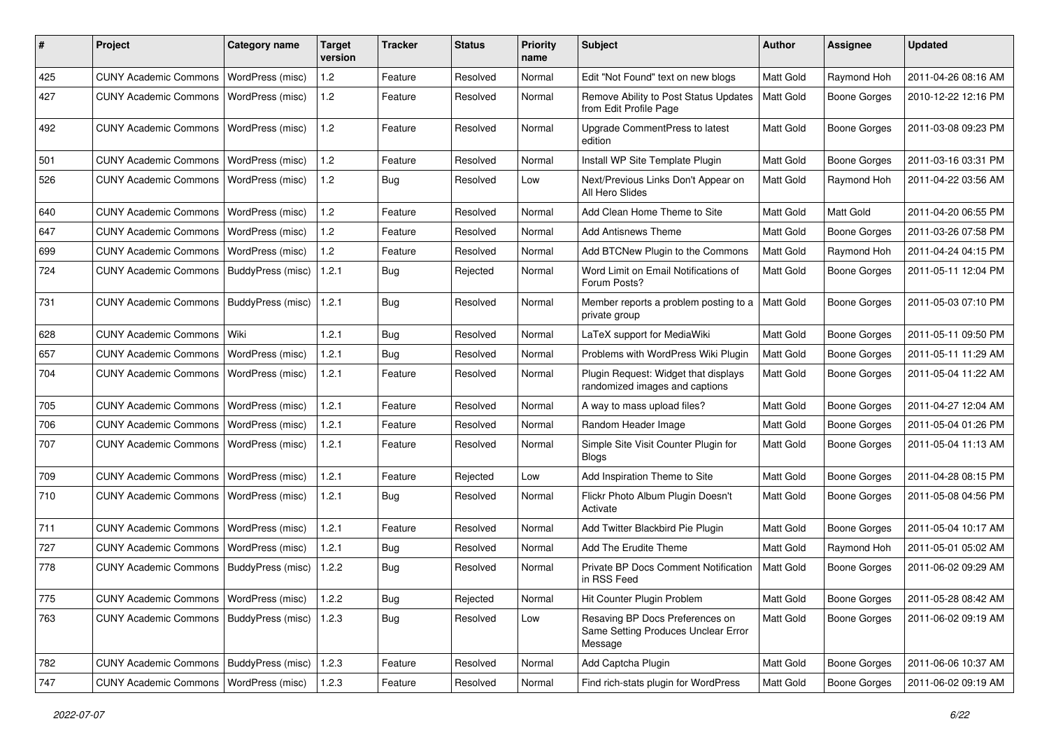| # | Project | Category name | Target version | Tracker | Status | Priority name | Subject | Author | Assignee | Updated |
|---|---|---|---|---|---|---|---|---|---|---|
| 425 | CUNY Academic Commons | WordPress (misc) | 1.2 | Feature | Resolved | Normal | Edit "Not Found" text on new blogs | Matt Gold | Raymond Hoh | 2011-04-26 08:16 AM |
| 427 | CUNY Academic Commons | WordPress (misc) | 1.2 | Feature | Resolved | Normal | Remove Ability to Post Status Updates from Edit Profile Page | Matt Gold | Boone Gorges | 2010-12-22 12:16 PM |
| 492 | CUNY Academic Commons | WordPress (misc) | 1.2 | Feature | Resolved | Normal | Upgrade CommentPress to latest edition | Matt Gold | Boone Gorges | 2011-03-08 09:23 PM |
| 501 | CUNY Academic Commons | WordPress (misc) | 1.2 | Feature | Resolved | Normal | Install WP Site Template Plugin | Matt Gold | Boone Gorges | 2011-03-16 03:31 PM |
| 526 | CUNY Academic Commons | WordPress (misc) | 1.2 | Bug | Resolved | Low | Next/Previous Links Don't Appear on All Hero Slides | Matt Gold | Raymond Hoh | 2011-04-22 03:56 AM |
| 640 | CUNY Academic Commons | WordPress (misc) | 1.2 | Feature | Resolved | Normal | Add Clean Home Theme to Site | Matt Gold | Matt Gold | 2011-04-20 06:55 PM |
| 647 | CUNY Academic Commons | WordPress (misc) | 1.2 | Feature | Resolved | Normal | Add Antisnews Theme | Matt Gold | Boone Gorges | 2011-03-26 07:58 PM |
| 699 | CUNY Academic Commons | WordPress (misc) | 1.2 | Feature | Resolved | Normal | Add BTCNew Plugin to the Commons | Matt Gold | Raymond Hoh | 2011-04-24 04:15 PM |
| 724 | CUNY Academic Commons | BuddyPress (misc) | 1.2.1 | Bug | Rejected | Normal | Word Limit on Email Notifications of Forum Posts? | Matt Gold | Boone Gorges | 2011-05-11 12:04 PM |
| 731 | CUNY Academic Commons | BuddyPress (misc) | 1.2.1 | Bug | Resolved | Normal | Member reports a problem posting to a private group | Matt Gold | Boone Gorges | 2011-05-03 07:10 PM |
| 628 | CUNY Academic Commons | Wiki | 1.2.1 | Bug | Resolved | Normal | LaTeX support for MediaWiki | Matt Gold | Boone Gorges | 2011-05-11 09:50 PM |
| 657 | CUNY Academic Commons | WordPress (misc) | 1.2.1 | Bug | Resolved | Normal | Problems with WordPress Wiki Plugin | Matt Gold | Boone Gorges | 2011-05-11 11:29 AM |
| 704 | CUNY Academic Commons | WordPress (misc) | 1.2.1 | Feature | Resolved | Normal | Plugin Request: Widget that displays randomized images and captions | Matt Gold | Boone Gorges | 2011-05-04 11:22 AM |
| 705 | CUNY Academic Commons | WordPress (misc) | 1.2.1 | Feature | Resolved | Normal | A way to mass upload files? | Matt Gold | Boone Gorges | 2011-04-27 12:04 AM |
| 706 | CUNY Academic Commons | WordPress (misc) | 1.2.1 | Feature | Resolved | Normal | Random Header Image | Matt Gold | Boone Gorges | 2011-05-04 01:26 PM |
| 707 | CUNY Academic Commons | WordPress (misc) | 1.2.1 | Feature | Resolved | Normal | Simple Site Visit Counter Plugin for Blogs | Matt Gold | Boone Gorges | 2011-05-04 11:13 AM |
| 709 | CUNY Academic Commons | WordPress (misc) | 1.2.1 | Feature | Rejected | Low | Add Inspiration Theme to Site | Matt Gold | Boone Gorges | 2011-04-28 08:15 PM |
| 710 | CUNY Academic Commons | WordPress (misc) | 1.2.1 | Bug | Resolved | Normal | Flickr Photo Album Plugin Doesn't Activate | Matt Gold | Boone Gorges | 2011-05-08 04:56 PM |
| 711 | CUNY Academic Commons | WordPress (misc) | 1.2.1 | Feature | Resolved | Normal | Add Twitter Blackbird Pie Plugin | Matt Gold | Boone Gorges | 2011-05-04 10:17 AM |
| 727 | CUNY Academic Commons | WordPress (misc) | 1.2.1 | Bug | Resolved | Normal | Add The Erudite Theme | Matt Gold | Raymond Hoh | 2011-05-01 05:02 AM |
| 778 | CUNY Academic Commons | BuddyPress (misc) | 1.2.2 | Bug | Resolved | Normal | Private BP Docs Comment Notification in RSS Feed | Matt Gold | Boone Gorges | 2011-06-02 09:29 AM |
| 775 | CUNY Academic Commons | WordPress (misc) | 1.2.2 | Bug | Rejected | Normal | Hit Counter Plugin Problem | Matt Gold | Boone Gorges | 2011-05-28 08:42 AM |
| 763 | CUNY Academic Commons | BuddyPress (misc) | 1.2.3 | Bug | Resolved | Low | Resaving BP Docs Preferences on Same Setting Produces Unclear Error Message | Matt Gold | Boone Gorges | 2011-06-02 09:19 AM |
| 782 | CUNY Academic Commons | BuddyPress (misc) | 1.2.3 | Feature | Resolved | Normal | Add Captcha Plugin | Matt Gold | Boone Gorges | 2011-06-06 10:37 AM |
| 747 | CUNY Academic Commons | WordPress (misc) | 1.2.3 | Feature | Resolved | Normal | Find rich-stats plugin for WordPress | Matt Gold | Boone Gorges | 2011-06-02 09:19 AM |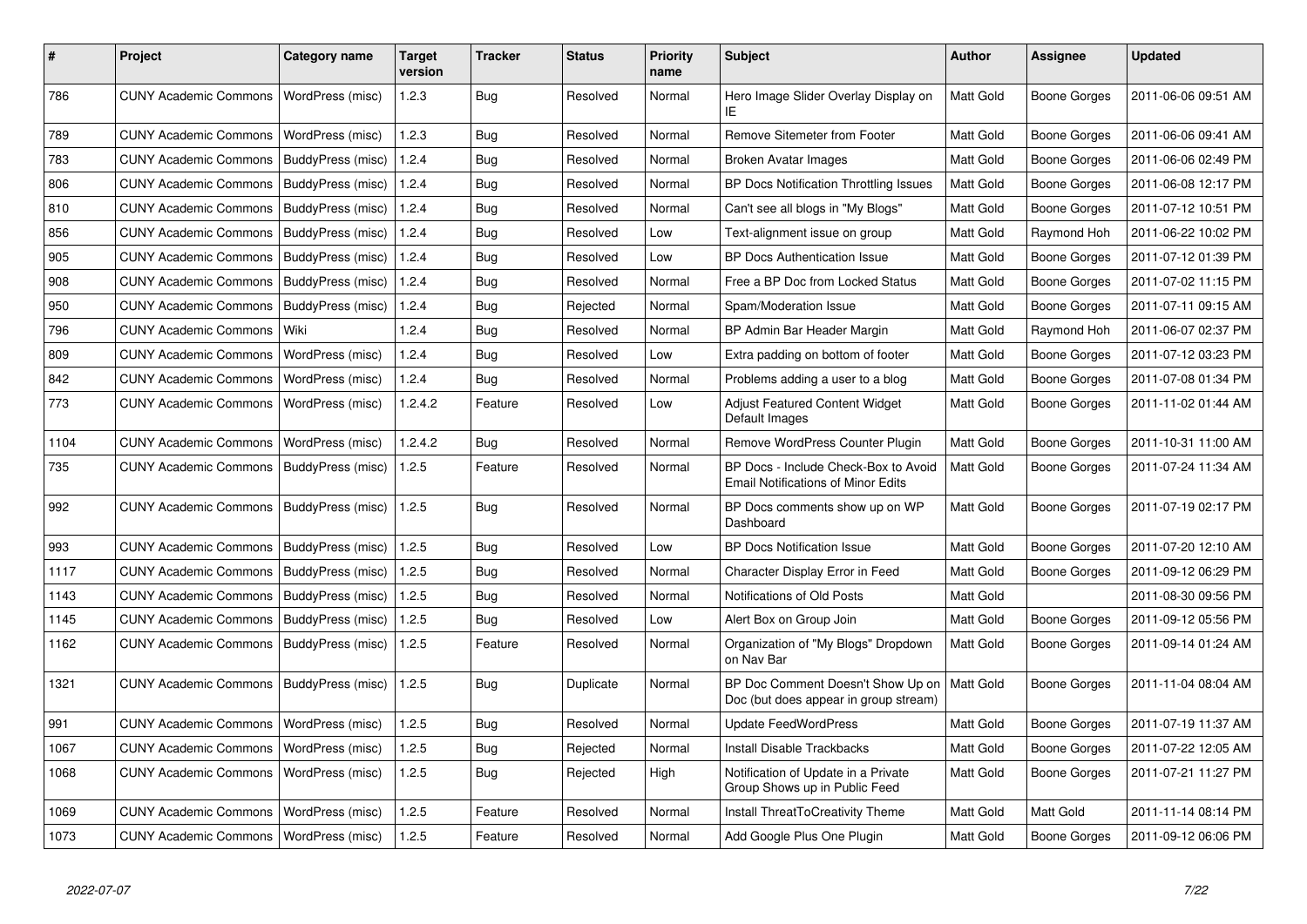| # | Project | Category name | Target version | Tracker | Status | Priority name | Subject | Author | Assignee | Updated |
|---|---|---|---|---|---|---|---|---|---|---|
| 786 | CUNY Academic Commons | WordPress (misc) | 1.2.3 | Bug | Resolved | Normal | Hero Image Slider Overlay Display on IE | Matt Gold | Boone Gorges | 2011-06-06 09:51 AM |
| 789 | CUNY Academic Commons | WordPress (misc) | 1.2.3 | Bug | Resolved | Normal | Remove Sitemeter from Footer | Matt Gold | Boone Gorges | 2011-06-06 09:41 AM |
| 783 | CUNY Academic Commons | BuddyPress (misc) | 1.2.4 | Bug | Resolved | Normal | Broken Avatar Images | Matt Gold | Boone Gorges | 2011-06-06 02:49 PM |
| 806 | CUNY Academic Commons | BuddyPress (misc) | 1.2.4 | Bug | Resolved | Normal | BP Docs Notification Throttling Issues | Matt Gold | Boone Gorges | 2011-06-08 12:17 PM |
| 810 | CUNY Academic Commons | BuddyPress (misc) | 1.2.4 | Bug | Resolved | Normal | Can't see all blogs in "My Blogs" | Matt Gold | Boone Gorges | 2011-07-12 10:51 PM |
| 856 | CUNY Academic Commons | BuddyPress (misc) | 1.2.4 | Bug | Resolved | Low | Text-alignment issue on group | Matt Gold | Raymond Hoh | 2011-06-22 10:02 PM |
| 905 | CUNY Academic Commons | BuddyPress (misc) | 1.2.4 | Bug | Resolved | Low | BP Docs Authentication Issue | Matt Gold | Boone Gorges | 2011-07-12 01:39 PM |
| 908 | CUNY Academic Commons | BuddyPress (misc) | 1.2.4 | Bug | Resolved | Normal | Free a BP Doc from Locked Status | Matt Gold | Boone Gorges | 2011-07-02 11:15 PM |
| 950 | CUNY Academic Commons | BuddyPress (misc) | 1.2.4 | Bug | Rejected | Normal | Spam/Moderation Issue | Matt Gold | Boone Gorges | 2011-07-11 09:15 AM |
| 796 | CUNY Academic Commons | Wiki | 1.2.4 | Bug | Resolved | Normal | BP Admin Bar Header Margin | Matt Gold | Raymond Hoh | 2011-06-07 02:37 PM |
| 809 | CUNY Academic Commons | WordPress (misc) | 1.2.4 | Bug | Resolved | Low | Extra padding on bottom of footer | Matt Gold | Boone Gorges | 2011-07-12 03:23 PM |
| 842 | CUNY Academic Commons | WordPress (misc) | 1.2.4 | Bug | Resolved | Normal | Problems adding a user to a blog | Matt Gold | Boone Gorges | 2011-07-08 01:34 PM |
| 773 | CUNY Academic Commons | WordPress (misc) | 1.2.4.2 | Feature | Resolved | Low | Adjust Featured Content Widget Default Images | Matt Gold | Boone Gorges | 2011-11-02 01:44 AM |
| 1104 | CUNY Academic Commons | WordPress (misc) | 1.2.4.2 | Bug | Resolved | Normal | Remove WordPress Counter Plugin | Matt Gold | Boone Gorges | 2011-10-31 11:00 AM |
| 735 | CUNY Academic Commons | BuddyPress (misc) | 1.2.5 | Feature | Resolved | Normal | BP Docs - Include Check-Box to Avoid Email Notifications of Minor Edits | Matt Gold | Boone Gorges | 2011-07-24 11:34 AM |
| 992 | CUNY Academic Commons | BuddyPress (misc) | 1.2.5 | Bug | Resolved | Normal | BP Docs comments show up on WP Dashboard | Matt Gold | Boone Gorges | 2011-07-19 02:17 PM |
| 993 | CUNY Academic Commons | BuddyPress (misc) | 1.2.5 | Bug | Resolved | Low | BP Docs Notification Issue | Matt Gold | Boone Gorges | 2011-07-20 12:10 AM |
| 1117 | CUNY Academic Commons | BuddyPress (misc) | 1.2.5 | Bug | Resolved | Normal | Character Display Error in Feed | Matt Gold | Boone Gorges | 2011-09-12 06:29 PM |
| 1143 | CUNY Academic Commons | BuddyPress (misc) | 1.2.5 | Bug | Resolved | Normal | Notifications of Old Posts | Matt Gold | | 2011-08-30 09:56 PM |
| 1145 | CUNY Academic Commons | BuddyPress (misc) | 1.2.5 | Bug | Resolved | Low | Alert Box on Group Join | Matt Gold | Boone Gorges | 2011-09-12 05:56 PM |
| 1162 | CUNY Academic Commons | BuddyPress (misc) | 1.2.5 | Feature | Resolved | Normal | Organization of "My Blogs" Dropdown on Nav Bar | Matt Gold | Boone Gorges | 2011-09-14 01:24 AM |
| 1321 | CUNY Academic Commons | BuddyPress (misc) | 1.2.5 | Bug | Duplicate | Normal | BP Doc Comment Doesn't Show Up on Doc (but does appear in group stream) | Matt Gold | Boone Gorges | 2011-11-04 08:04 AM |
| 991 | CUNY Academic Commons | WordPress (misc) | 1.2.5 | Bug | Resolved | Normal | Update FeedWordPress | Matt Gold | Boone Gorges | 2011-07-19 11:37 AM |
| 1067 | CUNY Academic Commons | WordPress (misc) | 1.2.5 | Bug | Rejected | Normal | Install Disable Trackbacks | Matt Gold | Boone Gorges | 2011-07-22 12:05 AM |
| 1068 | CUNY Academic Commons | WordPress (misc) | 1.2.5 | Bug | Rejected | High | Notification of Update in a Private Group Shows up in Public Feed | Matt Gold | Boone Gorges | 2011-07-21 11:27 PM |
| 1069 | CUNY Academic Commons | WordPress (misc) | 1.2.5 | Feature | Resolved | Normal | Install ThreatToCreativity Theme | Matt Gold | Matt Gold | 2011-11-14 08:14 PM |
| 1073 | CUNY Academic Commons | WordPress (misc) | 1.2.5 | Feature | Resolved | Normal | Add Google Plus One Plugin | Matt Gold | Boone Gorges | 2011-09-12 06:06 PM |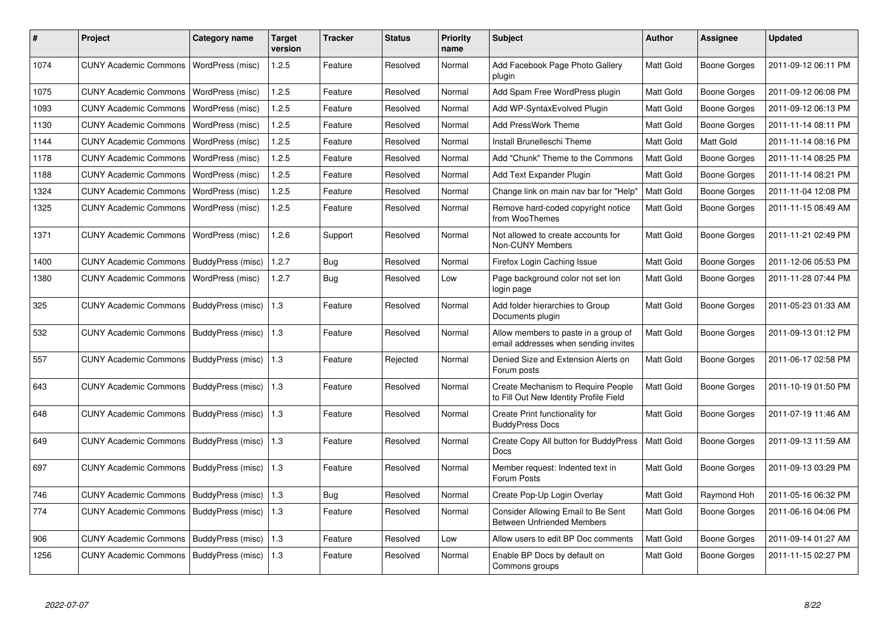| # | Project | Category name | Target version | Tracker | Status | Priority name | Subject | Author | Assignee | Updated |
|---|---|---|---|---|---|---|---|---|---|---|
| 1074 | CUNY Academic Commons | WordPress (misc) | 1.2.5 | Feature | Resolved | Normal | Add Facebook Page Photo Gallery plugin | Matt Gold | Boone Gorges | 2011-09-12 06:11 PM |
| 1075 | CUNY Academic Commons | WordPress (misc) | 1.2.5 | Feature | Resolved | Normal | Add Spam Free WordPress plugin | Matt Gold | Boone Gorges | 2011-09-12 06:08 PM |
| 1093 | CUNY Academic Commons | WordPress (misc) | 1.2.5 | Feature | Resolved | Normal | Add WP-SyntaxEvolved Plugin | Matt Gold | Boone Gorges | 2011-09-12 06:13 PM |
| 1130 | CUNY Academic Commons | WordPress (misc) | 1.2.5 | Feature | Resolved | Normal | Add PressWork Theme | Matt Gold | Boone Gorges | 2011-11-14 08:11 PM |
| 1144 | CUNY Academic Commons | WordPress (misc) | 1.2.5 | Feature | Resolved | Normal | Install Brunelleschi Theme | Matt Gold | Matt Gold | 2011-11-14 08:16 PM |
| 1178 | CUNY Academic Commons | WordPress (misc) | 1.2.5 | Feature | Resolved | Normal | Add "Chunk" Theme to the Commons | Matt Gold | Boone Gorges | 2011-11-14 08:25 PM |
| 1188 | CUNY Academic Commons | WordPress (misc) | 1.2.5 | Feature | Resolved | Normal | Add Text Expander Plugin | Matt Gold | Boone Gorges | 2011-11-14 08:21 PM |
| 1324 | CUNY Academic Commons | WordPress (misc) | 1.2.5 | Feature | Resolved | Normal | Change link on main nav bar for "Help" | Matt Gold | Boone Gorges | 2011-11-04 12:08 PM |
| 1325 | CUNY Academic Commons | WordPress (misc) | 1.2.5 | Feature | Resolved | Normal | Remove hard-coded copyright notice from WooThemes | Matt Gold | Boone Gorges | 2011-11-15 08:49 AM |
| 1371 | CUNY Academic Commons | WordPress (misc) | 1.2.6 | Support | Resolved | Normal | Not allowed to create accounts for Non-CUNY Members | Matt Gold | Boone Gorges | 2011-11-21 02:49 PM |
| 1400 | CUNY Academic Commons | BuddyPress (misc) | 1.2.7 | Bug | Resolved | Normal | Firefox Login Caching Issue | Matt Gold | Boone Gorges | 2011-12-06 05:53 PM |
| 1380 | CUNY Academic Commons | WordPress (misc) | 1.2.7 | Bug | Resolved | Low | Page background color not set Ion login page | Matt Gold | Boone Gorges | 2011-11-28 07:44 PM |
| 325 | CUNY Academic Commons | BuddyPress (misc) | 1.3 | Feature | Resolved | Normal | Add folder hierarchies to Group Documents plugin | Matt Gold | Boone Gorges | 2011-05-23 01:33 AM |
| 532 | CUNY Academic Commons | BuddyPress (misc) | 1.3 | Feature | Resolved | Normal | Allow members to paste in a group of email addresses when sending invites | Matt Gold | Boone Gorges | 2011-09-13 01:12 PM |
| 557 | CUNY Academic Commons | BuddyPress (misc) | 1.3 | Feature | Rejected | Normal | Denied Size and Extension Alerts on Forum posts | Matt Gold | Boone Gorges | 2011-06-17 02:58 PM |
| 643 | CUNY Academic Commons | BuddyPress (misc) | 1.3 | Feature | Resolved | Normal | Create Mechanism to Require People to Fill Out New Identity Profile Field | Matt Gold | Boone Gorges | 2011-10-19 01:50 PM |
| 648 | CUNY Academic Commons | BuddyPress (misc) | 1.3 | Feature | Resolved | Normal | Create Print functionality for BuddyPress Docs | Matt Gold | Boone Gorges | 2011-07-19 11:46 AM |
| 649 | CUNY Academic Commons | BuddyPress (misc) | 1.3 | Feature | Resolved | Normal | Create Copy All button for BuddyPress Docs | Matt Gold | Boone Gorges | 2011-09-13 11:59 AM |
| 697 | CUNY Academic Commons | BuddyPress (misc) | 1.3 | Feature | Resolved | Normal | Member request: Indented text in Forum Posts | Matt Gold | Boone Gorges | 2011-09-13 03:29 PM |
| 746 | CUNY Academic Commons | BuddyPress (misc) | 1.3 | Bug | Resolved | Normal | Create Pop-Up Login Overlay | Matt Gold | Raymond Hoh | 2011-05-16 06:32 PM |
| 774 | CUNY Academic Commons | BuddyPress (misc) | 1.3 | Feature | Resolved | Normal | Consider Allowing Email to Be Sent Between Unfriended Members | Matt Gold | Boone Gorges | 2011-06-16 04:06 PM |
| 906 | CUNY Academic Commons | BuddyPress (misc) | 1.3 | Feature | Resolved | Low | Allow users to edit BP Doc comments | Matt Gold | Boone Gorges | 2011-09-14 01:27 AM |
| 1256 | CUNY Academic Commons | BuddyPress (misc) | 1.3 | Feature | Resolved | Normal | Enable BP Docs by default on Commons groups | Matt Gold | Boone Gorges | 2011-11-15 02:27 PM |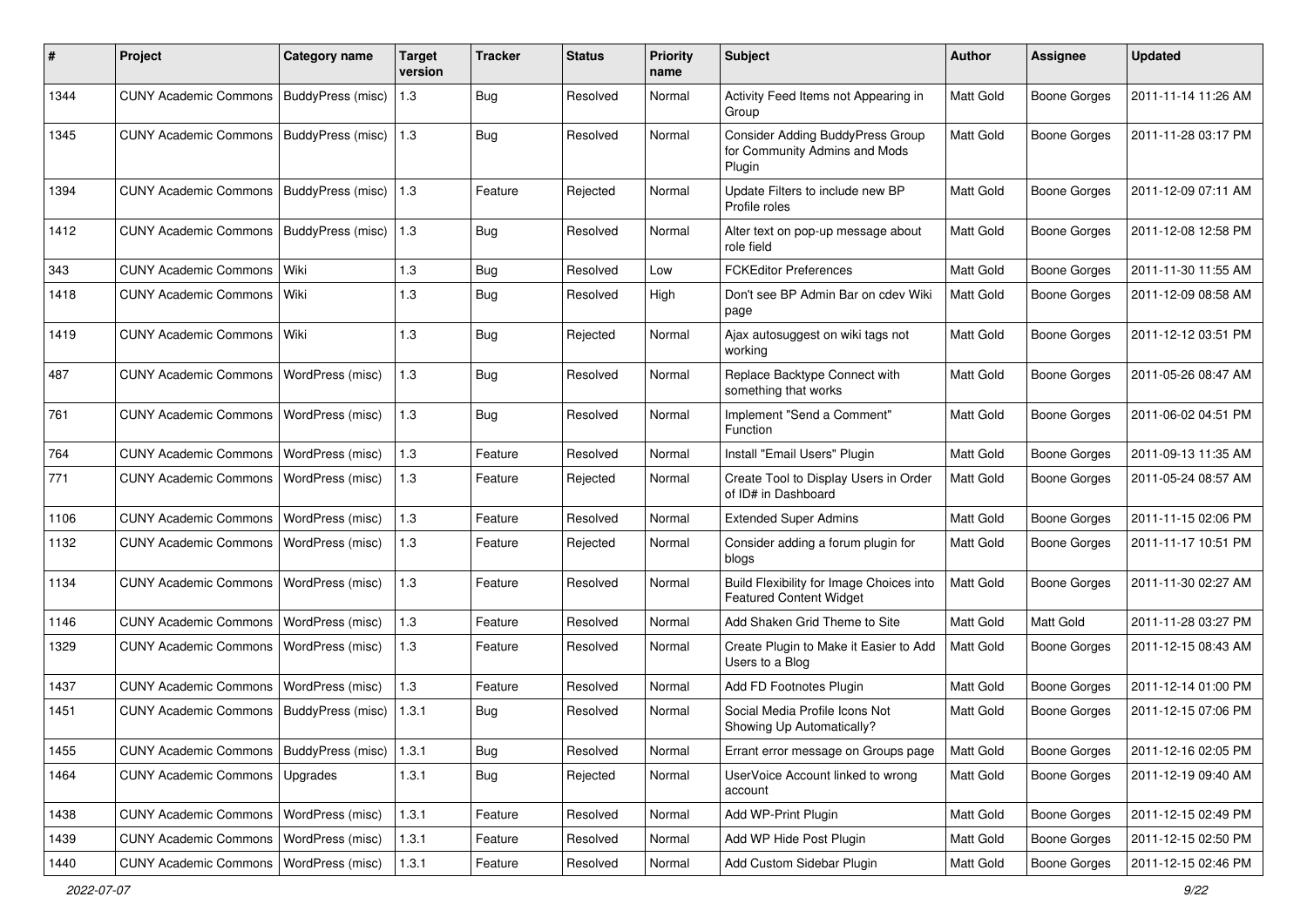| # | Project | Category name | Target version | Tracker | Status | Priority name | Subject | Author | Assignee | Updated |
|---|---|---|---|---|---|---|---|---|---|---|
| 1344 | CUNY Academic Commons | BuddyPress (misc) | 1.3 | Bug | Resolved | Normal | Activity Feed Items not Appearing in Group | Matt Gold | Boone Gorges | 2011-11-14 11:26 AM |
| 1345 | CUNY Academic Commons | BuddyPress (misc) | 1.3 | Bug | Resolved | Normal | Consider Adding BuddyPress Group for Community Admins and Mods Plugin | Matt Gold | Boone Gorges | 2011-11-28 03:17 PM |
| 1394 | CUNY Academic Commons | BuddyPress (misc) | 1.3 | Feature | Rejected | Normal | Update Filters to include new BP Profile roles | Matt Gold | Boone Gorges | 2011-12-09 07:11 AM |
| 1412 | CUNY Academic Commons | BuddyPress (misc) | 1.3 | Bug | Resolved | Normal | Alter text on pop-up message about role field | Matt Gold | Boone Gorges | 2011-12-08 12:58 PM |
| 343 | CUNY Academic Commons | Wiki | 1.3 | Bug | Resolved | Low | FCKEditor Preferences | Matt Gold | Boone Gorges | 2011-11-30 11:55 AM |
| 1418 | CUNY Academic Commons | Wiki | 1.3 | Bug | Resolved | High | Don't see BP Admin Bar on cdev Wiki page | Matt Gold | Boone Gorges | 2011-12-09 08:58 AM |
| 1419 | CUNY Academic Commons | Wiki | 1.3 | Bug | Rejected | Normal | Ajax autosuggest on wiki tags not working | Matt Gold | Boone Gorges | 2011-12-12 03:51 PM |
| 487 | CUNY Academic Commons | WordPress (misc) | 1.3 | Bug | Resolved | Normal | Replace Backtype Connect with something that works | Matt Gold | Boone Gorges | 2011-05-26 08:47 AM |
| 761 | CUNY Academic Commons | WordPress (misc) | 1.3 | Bug | Resolved | Normal | Implement "Send a Comment" Function | Matt Gold | Boone Gorges | 2011-06-02 04:51 PM |
| 764 | CUNY Academic Commons | WordPress (misc) | 1.3 | Feature | Resolved | Normal | Install "Email Users" Plugin | Matt Gold | Boone Gorges | 2011-09-13 11:35 AM |
| 771 | CUNY Academic Commons | WordPress (misc) | 1.3 | Feature | Rejected | Normal | Create Tool to Display Users in Order of ID# in Dashboard | Matt Gold | Boone Gorges | 2011-05-24 08:57 AM |
| 1106 | CUNY Academic Commons | WordPress (misc) | 1.3 | Feature | Resolved | Normal | Extended Super Admins | Matt Gold | Boone Gorges | 2011-11-15 02:06 PM |
| 1132 | CUNY Academic Commons | WordPress (misc) | 1.3 | Feature | Rejected | Normal | Consider adding a forum plugin for blogs | Matt Gold | Boone Gorges | 2011-11-17 10:51 PM |
| 1134 | CUNY Academic Commons | WordPress (misc) | 1.3 | Feature | Resolved | Normal | Build Flexibility for Image Choices into Featured Content Widget | Matt Gold | Boone Gorges | 2011-11-30 02:27 AM |
| 1146 | CUNY Academic Commons | WordPress (misc) | 1.3 | Feature | Resolved | Normal | Add Shaken Grid Theme to Site | Matt Gold | Matt Gold | 2011-11-28 03:27 PM |
| 1329 | CUNY Academic Commons | WordPress (misc) | 1.3 | Feature | Resolved | Normal | Create Plugin to Make it Easier to Add Users to a Blog | Matt Gold | Boone Gorges | 2011-12-15 08:43 AM |
| 1437 | CUNY Academic Commons | WordPress (misc) | 1.3 | Feature | Resolved | Normal | Add FD Footnotes Plugin | Matt Gold | Boone Gorges | 2011-12-14 01:00 PM |
| 1451 | CUNY Academic Commons | BuddyPress (misc) | 1.3.1 | Bug | Resolved | Normal | Social Media Profile Icons Not Showing Up Automatically? | Matt Gold | Boone Gorges | 2011-12-15 07:06 PM |
| 1455 | CUNY Academic Commons | BuddyPress (misc) | 1.3.1 | Bug | Resolved | Normal | Errant error message on Groups page | Matt Gold | Boone Gorges | 2011-12-16 02:05 PM |
| 1464 | CUNY Academic Commons | Upgrades | 1.3.1 | Bug | Rejected | Normal | UserVoice Account linked to wrong account | Matt Gold | Boone Gorges | 2011-12-19 09:40 AM |
| 1438 | CUNY Academic Commons | WordPress (misc) | 1.3.1 | Feature | Resolved | Normal | Add WP-Print Plugin | Matt Gold | Boone Gorges | 2011-12-15 02:49 PM |
| 1439 | CUNY Academic Commons | WordPress (misc) | 1.3.1 | Feature | Resolved | Normal | Add WP Hide Post Plugin | Matt Gold | Boone Gorges | 2011-12-15 02:50 PM |
| 1440 | CUNY Academic Commons | WordPress (misc) | 1.3.1 | Feature | Resolved | Normal | Add Custom Sidebar Plugin | Matt Gold | Boone Gorges | 2011-12-15 02:46 PM |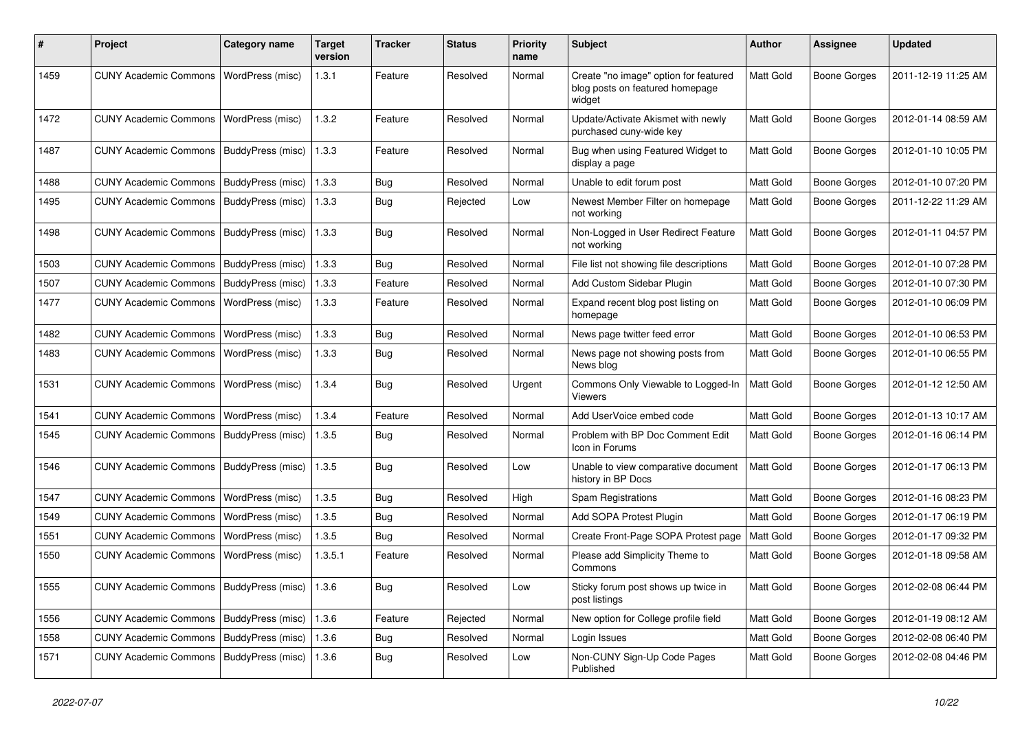| # | Project | Category name | Target version | Tracker | Status | Priority name | Subject | Author | Assignee | Updated |
|---|---|---|---|---|---|---|---|---|---|---|
| 1459 | CUNY Academic Commons | WordPress (misc) | 1.3.1 | Feature | Resolved | Normal | Create "no image" option for featured blog posts on featured homepage widget | Matt Gold | Boone Gorges | 2011-12-19 11:25 AM |
| 1472 | CUNY Academic Commons | WordPress (misc) | 1.3.2 | Feature | Resolved | Normal | Update/Activate Akismet with newly purchased cuny-wide key | Matt Gold | Boone Gorges | 2012-01-14 08:59 AM |
| 1487 | CUNY Academic Commons | BuddyPress (misc) | 1.3.3 | Feature | Resolved | Normal | Bug when using Featured Widget to display a page | Matt Gold | Boone Gorges | 2012-01-10 10:05 PM |
| 1488 | CUNY Academic Commons | BuddyPress (misc) | 1.3.3 | Bug | Resolved | Normal | Unable to edit forum post | Matt Gold | Boone Gorges | 2012-01-10 07:20 PM |
| 1495 | CUNY Academic Commons | BuddyPress (misc) | 1.3.3 | Bug | Rejected | Low | Newest Member Filter on homepage not working | Matt Gold | Boone Gorges | 2011-12-22 11:29 AM |
| 1498 | CUNY Academic Commons | BuddyPress (misc) | 1.3.3 | Bug | Resolved | Normal | Non-Logged in User Redirect Feature not working | Matt Gold | Boone Gorges | 2012-01-11 04:57 PM |
| 1503 | CUNY Academic Commons | BuddyPress (misc) | 1.3.3 | Bug | Resolved | Normal | File list not showing file descriptions | Matt Gold | Boone Gorges | 2012-01-10 07:28 PM |
| 1507 | CUNY Academic Commons | BuddyPress (misc) | 1.3.3 | Feature | Resolved | Normal | Add Custom Sidebar Plugin | Matt Gold | Boone Gorges | 2012-01-10 07:30 PM |
| 1477 | CUNY Academic Commons | WordPress (misc) | 1.3.3 | Feature | Resolved | Normal | Expand recent blog post listing on homepage | Matt Gold | Boone Gorges | 2012-01-10 06:09 PM |
| 1482 | CUNY Academic Commons | WordPress (misc) | 1.3.3 | Bug | Resolved | Normal | News page twitter feed error | Matt Gold | Boone Gorges | 2012-01-10 06:53 PM |
| 1483 | CUNY Academic Commons | WordPress (misc) | 1.3.3 | Bug | Resolved | Normal | News page not showing posts from News blog | Matt Gold | Boone Gorges | 2012-01-10 06:55 PM |
| 1531 | CUNY Academic Commons | WordPress (misc) | 1.3.4 | Bug | Resolved | Urgent | Commons Only Viewable to Logged-In Viewers | Matt Gold | Boone Gorges | 2012-01-12 12:50 AM |
| 1541 | CUNY Academic Commons | WordPress (misc) | 1.3.4 | Feature | Resolved | Normal | Add UserVoice embed code | Matt Gold | Boone Gorges | 2012-01-13 10:17 AM |
| 1545 | CUNY Academic Commons | BuddyPress (misc) | 1.3.5 | Bug | Resolved | Normal | Problem with BP Doc Comment Edit Icon in Forums | Matt Gold | Boone Gorges | 2012-01-16 06:14 PM |
| 1546 | CUNY Academic Commons | BuddyPress (misc) | 1.3.5 | Bug | Resolved | Low | Unable to view comparative document history in BP Docs | Matt Gold | Boone Gorges | 2012-01-17 06:13 PM |
| 1547 | CUNY Academic Commons | WordPress (misc) | 1.3.5 | Bug | Resolved | High | Spam Registrations | Matt Gold | Boone Gorges | 2012-01-16 08:23 PM |
| 1549 | CUNY Academic Commons | WordPress (misc) | 1.3.5 | Bug | Resolved | Normal | Add SOPA Protest Plugin | Matt Gold | Boone Gorges | 2012-01-17 06:19 PM |
| 1551 | CUNY Academic Commons | WordPress (misc) | 1.3.5 | Bug | Resolved | Normal | Create Front-Page SOPA Protest page | Matt Gold | Boone Gorges | 2012-01-17 09:32 PM |
| 1550 | CUNY Academic Commons | WordPress (misc) | 1.3.5.1 | Feature | Resolved | Normal | Please add Simplicity Theme to Commons | Matt Gold | Boone Gorges | 2012-01-18 09:58 AM |
| 1555 | CUNY Academic Commons | BuddyPress (misc) | 1.3.6 | Bug | Resolved | Low | Sticky forum post shows up twice in post listings | Matt Gold | Boone Gorges | 2012-02-08 06:44 PM |
| 1556 | CUNY Academic Commons | BuddyPress (misc) | 1.3.6 | Feature | Rejected | Normal | New option for College profile field | Matt Gold | Boone Gorges | 2012-01-19 08:12 AM |
| 1558 | CUNY Academic Commons | BuddyPress (misc) | 1.3.6 | Bug | Resolved | Normal | Login Issues | Matt Gold | Boone Gorges | 2012-02-08 06:40 PM |
| 1571 | CUNY Academic Commons | BuddyPress (misc) | 1.3.6 | Bug | Resolved | Low | Non-CUNY Sign-Up Code Pages Published | Matt Gold | Boone Gorges | 2012-02-08 04:46 PM |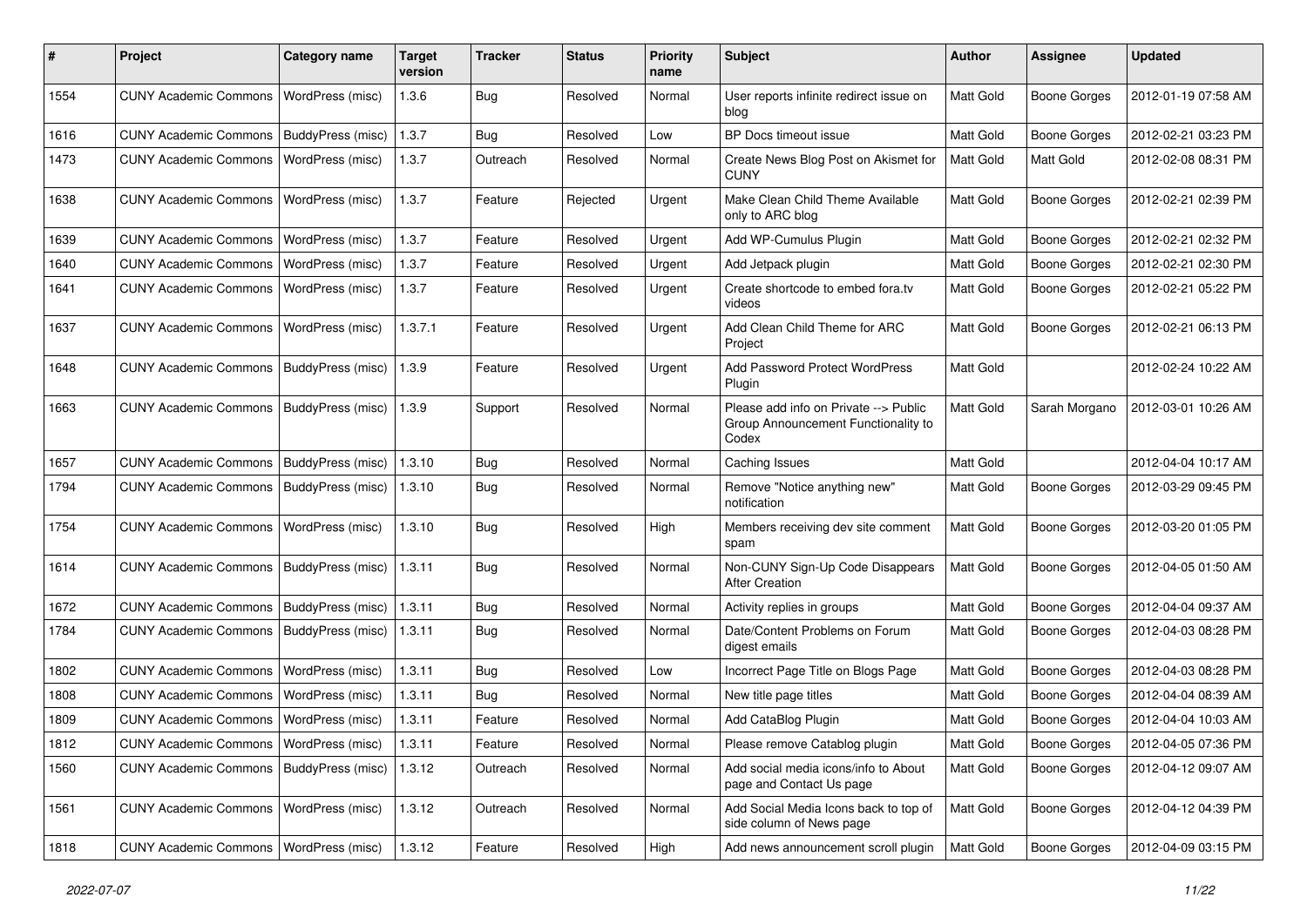| # | Project | Category name | Target version | Tracker | Status | Priority name | Subject | Author | Assignee | Updated |
|---|---|---|---|---|---|---|---|---|---|---|
| 1554 | CUNY Academic Commons | WordPress (misc) | 1.3.6 | Bug | Resolved | Normal | User reports infinite redirect issue on blog | Matt Gold | Boone Gorges | 2012-01-19 07:58 AM |
| 1616 | CUNY Academic Commons | BuddyPress (misc) | 1.3.7 | Bug | Resolved | Low | BP Docs timeout issue | Matt Gold | Boone Gorges | 2012-02-21 03:23 PM |
| 1473 | CUNY Academic Commons | WordPress (misc) | 1.3.7 | Outreach | Resolved | Normal | Create News Blog Post on Akismet for CUNY | Matt Gold | Matt Gold | 2012-02-08 08:31 PM |
| 1638 | CUNY Academic Commons | WordPress (misc) | 1.3.7 | Feature | Rejected | Urgent | Make Clean Child Theme Available only to ARC blog | Matt Gold | Boone Gorges | 2012-02-21 02:39 PM |
| 1639 | CUNY Academic Commons | WordPress (misc) | 1.3.7 | Feature | Resolved | Urgent | Add WP-Cumulus Plugin | Matt Gold | Boone Gorges | 2012-02-21 02:32 PM |
| 1640 | CUNY Academic Commons | WordPress (misc) | 1.3.7 | Feature | Resolved | Urgent | Add Jetpack plugin | Matt Gold | Boone Gorges | 2012-02-21 02:30 PM |
| 1641 | CUNY Academic Commons | WordPress (misc) | 1.3.7 | Feature | Resolved | Urgent | Create shortcode to embed fora.tv videos | Matt Gold | Boone Gorges | 2012-02-21 05:22 PM |
| 1637 | CUNY Academic Commons | WordPress (misc) | 1.3.7.1 | Feature | Resolved | Urgent | Add Clean Child Theme for ARC Project | Matt Gold | Boone Gorges | 2012-02-21 06:13 PM |
| 1648 | CUNY Academic Commons | BuddyPress (misc) | 1.3.9 | Feature | Resolved | Urgent | Add Password Protect WordPress Plugin | Matt Gold | | 2012-02-24 10:22 AM |
| 1663 | CUNY Academic Commons | BuddyPress (misc) | 1.3.9 | Support | Resolved | Normal | Please add info on Private --> Public Group Announcement Functionality to Codex | Matt Gold | Sarah Morgano | 2012-03-01 10:26 AM |
| 1657 | CUNY Academic Commons | BuddyPress (misc) | 1.3.10 | Bug | Resolved | Normal | Caching Issues | Matt Gold | | 2012-04-04 10:17 AM |
| 1794 | CUNY Academic Commons | BuddyPress (misc) | 1.3.10 | Bug | Resolved | Normal | Remove "Notice anything new" notification | Matt Gold | Boone Gorges | 2012-03-29 09:45 PM |
| 1754 | CUNY Academic Commons | WordPress (misc) | 1.3.10 | Bug | Resolved | High | Members receiving dev site comment spam | Matt Gold | Boone Gorges | 2012-03-20 01:05 PM |
| 1614 | CUNY Academic Commons | BuddyPress (misc) | 1.3.11 | Bug | Resolved | Normal | Non-CUNY Sign-Up Code Disappears After Creation | Matt Gold | Boone Gorges | 2012-04-05 01:50 AM |
| 1672 | CUNY Academic Commons | BuddyPress (misc) | 1.3.11 | Bug | Resolved | Normal | Activity replies in groups | Matt Gold | Boone Gorges | 2012-04-04 09:37 AM |
| 1784 | CUNY Academic Commons | BuddyPress (misc) | 1.3.11 | Bug | Resolved | Normal | Date/Content Problems on Forum digest emails | Matt Gold | Boone Gorges | 2012-04-03 08:28 PM |
| 1802 | CUNY Academic Commons | WordPress (misc) | 1.3.11 | Bug | Resolved | Low | Incorrect Page Title on Blogs Page | Matt Gold | Boone Gorges | 2012-04-03 08:28 PM |
| 1808 | CUNY Academic Commons | WordPress (misc) | 1.3.11 | Bug | Resolved | Normal | New title page titles | Matt Gold | Boone Gorges | 2012-04-04 08:39 AM |
| 1809 | CUNY Academic Commons | WordPress (misc) | 1.3.11 | Feature | Resolved | Normal | Add CataBlog Plugin | Matt Gold | Boone Gorges | 2012-04-04 10:03 AM |
| 1812 | CUNY Academic Commons | WordPress (misc) | 1.3.11 | Feature | Resolved | Normal | Please remove Catablog plugin | Matt Gold | Boone Gorges | 2012-04-05 07:36 PM |
| 1560 | CUNY Academic Commons | BuddyPress (misc) | 1.3.12 | Outreach | Resolved | Normal | Add social media icons/info to About page and Contact Us page | Matt Gold | Boone Gorges | 2012-04-12 09:07 AM |
| 1561 | CUNY Academic Commons | WordPress (misc) | 1.3.12 | Outreach | Resolved | Normal | Add Social Media Icons back to top of side column of News page | Matt Gold | Boone Gorges | 2012-04-12 04:39 PM |
| 1818 | CUNY Academic Commons | WordPress (misc) | 1.3.12 | Feature | Resolved | High | Add news announcement scroll plugin | Matt Gold | Boone Gorges | 2012-04-09 03:15 PM |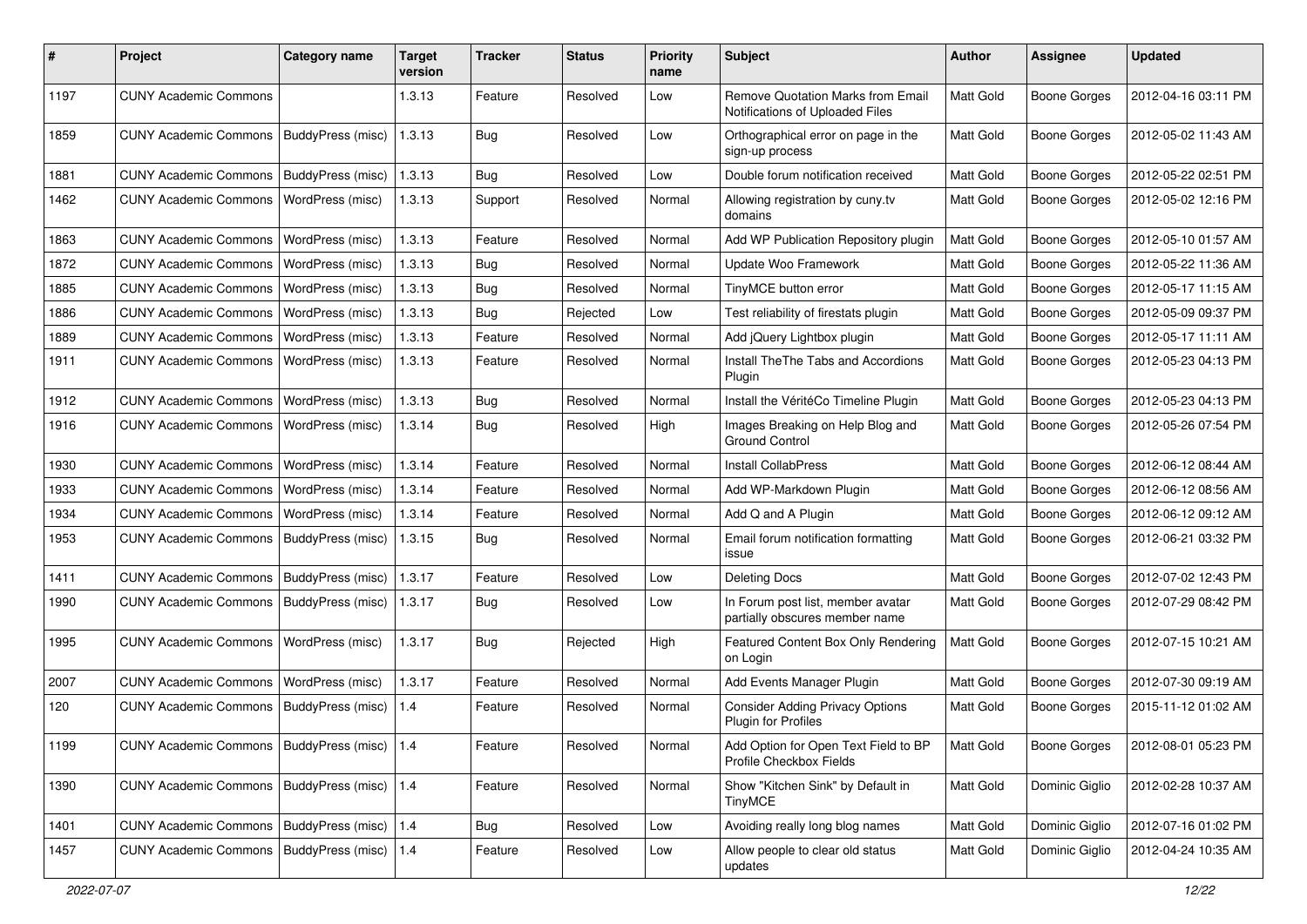| # | Project | Category name | Target version | Tracker | Status | Priority name | Subject | Author | Assignee | Updated |
|---|---|---|---|---|---|---|---|---|---|---|
| 1197 | CUNY Academic Commons | | 1.3.13 | Feature | Resolved | Low | Remove Quotation Marks from Email Notifications of Uploaded Files | Matt Gold | Boone Gorges | 2012-04-16 03:11 PM |
| 1859 | CUNY Academic Commons | BuddyPress (misc) | 1.3.13 | Bug | Resolved | Low | Orthographical error on page in the sign-up process | Matt Gold | Boone Gorges | 2012-05-02 11:43 AM |
| 1881 | CUNY Academic Commons | BuddyPress (misc) | 1.3.13 | Bug | Resolved | Low | Double forum notification received | Matt Gold | Boone Gorges | 2012-05-22 02:51 PM |
| 1462 | CUNY Academic Commons | WordPress (misc) | 1.3.13 | Support | Resolved | Normal | Allowing registration by cuny.tv domains | Matt Gold | Boone Gorges | 2012-05-02 12:16 PM |
| 1863 | CUNY Academic Commons | WordPress (misc) | 1.3.13 | Feature | Resolved | Normal | Add WP Publication Repository plugin | Matt Gold | Boone Gorges | 2012-05-10 01:57 AM |
| 1872 | CUNY Academic Commons | WordPress (misc) | 1.3.13 | Bug | Resolved | Normal | Update Woo Framework | Matt Gold | Boone Gorges | 2012-05-22 11:36 AM |
| 1885 | CUNY Academic Commons | WordPress (misc) | 1.3.13 | Bug | Resolved | Normal | TinyMCE button error | Matt Gold | Boone Gorges | 2012-05-17 11:15 AM |
| 1886 | CUNY Academic Commons | WordPress (misc) | 1.3.13 | Bug | Rejected | Low | Test reliability of firestats plugin | Matt Gold | Boone Gorges | 2012-05-09 09:37 PM |
| 1889 | CUNY Academic Commons | WordPress (misc) | 1.3.13 | Feature | Resolved | Normal | Add jQuery Lightbox plugin | Matt Gold | Boone Gorges | 2012-05-17 11:11 AM |
| 1911 | CUNY Academic Commons | WordPress (misc) | 1.3.13 | Feature | Resolved | Normal | Install TheThe Tabs and Accordions Plugin | Matt Gold | Boone Gorges | 2012-05-23 04:13 PM |
| 1912 | CUNY Academic Commons | WordPress (misc) | 1.3.13 | Bug | Resolved | Normal | Install the VéritéCo Timeline Plugin | Matt Gold | Boone Gorges | 2012-05-23 04:13 PM |
| 1916 | CUNY Academic Commons | WordPress (misc) | 1.3.14 | Bug | Resolved | High | Images Breaking on Help Blog and Ground Control | Matt Gold | Boone Gorges | 2012-05-26 07:54 PM |
| 1930 | CUNY Academic Commons | WordPress (misc) | 1.3.14 | Feature | Resolved | Normal | Install CollabPress | Matt Gold | Boone Gorges | 2012-06-12 08:44 AM |
| 1933 | CUNY Academic Commons | WordPress (misc) | 1.3.14 | Feature | Resolved | Normal | Add WP-Markdown Plugin | Matt Gold | Boone Gorges | 2012-06-12 08:56 AM |
| 1934 | CUNY Academic Commons | WordPress (misc) | 1.3.14 | Feature | Resolved | Normal | Add Q and A Plugin | Matt Gold | Boone Gorges | 2012-06-12 09:12 AM |
| 1953 | CUNY Academic Commons | BuddyPress (misc) | 1.3.15 | Bug | Resolved | Normal | Email forum notification formatting issue | Matt Gold | Boone Gorges | 2012-06-21 03:32 PM |
| 1411 | CUNY Academic Commons | BuddyPress (misc) | 1.3.17 | Feature | Resolved | Low | Deleting Docs | Matt Gold | Boone Gorges | 2012-07-02 12:43 PM |
| 1990 | CUNY Academic Commons | BuddyPress (misc) | 1.3.17 | Bug | Resolved | Low | In Forum post list, member avatar partially obscures member name | Matt Gold | Boone Gorges | 2012-07-29 08:42 PM |
| 1995 | CUNY Academic Commons | WordPress (misc) | 1.3.17 | Bug | Rejected | High | Featured Content Box Only Rendering on Login | Matt Gold | Boone Gorges | 2012-07-15 10:21 AM |
| 2007 | CUNY Academic Commons | WordPress (misc) | 1.3.17 | Feature | Resolved | Normal | Add Events Manager Plugin | Matt Gold | Boone Gorges | 2012-07-30 09:19 AM |
| 120 | CUNY Academic Commons | BuddyPress (misc) | 1.4 | Feature | Resolved | Normal | Consider Adding Privacy Options Plugin for Profiles | Matt Gold | Boone Gorges | 2015-11-12 01:02 AM |
| 1199 | CUNY Academic Commons | BuddyPress (misc) | 1.4 | Feature | Resolved | Normal | Add Option for Open Text Field to BP Profile Checkbox Fields | Matt Gold | Boone Gorges | 2012-08-01 05:23 PM |
| 1390 | CUNY Academic Commons | BuddyPress (misc) | 1.4 | Feature | Resolved | Normal | Show "Kitchen Sink" by Default in TinyMCE | Matt Gold | Dominic Giglio | 2012-02-28 10:37 AM |
| 1401 | CUNY Academic Commons | BuddyPress (misc) | 1.4 | Bug | Resolved | Low | Avoiding really long blog names | Matt Gold | Dominic Giglio | 2012-07-16 01:02 PM |
| 1457 | CUNY Academic Commons | BuddyPress (misc) | 1.4 | Feature | Resolved | Low | Allow people to clear old status updates | Matt Gold | Dominic Giglio | 2012-04-24 10:35 AM |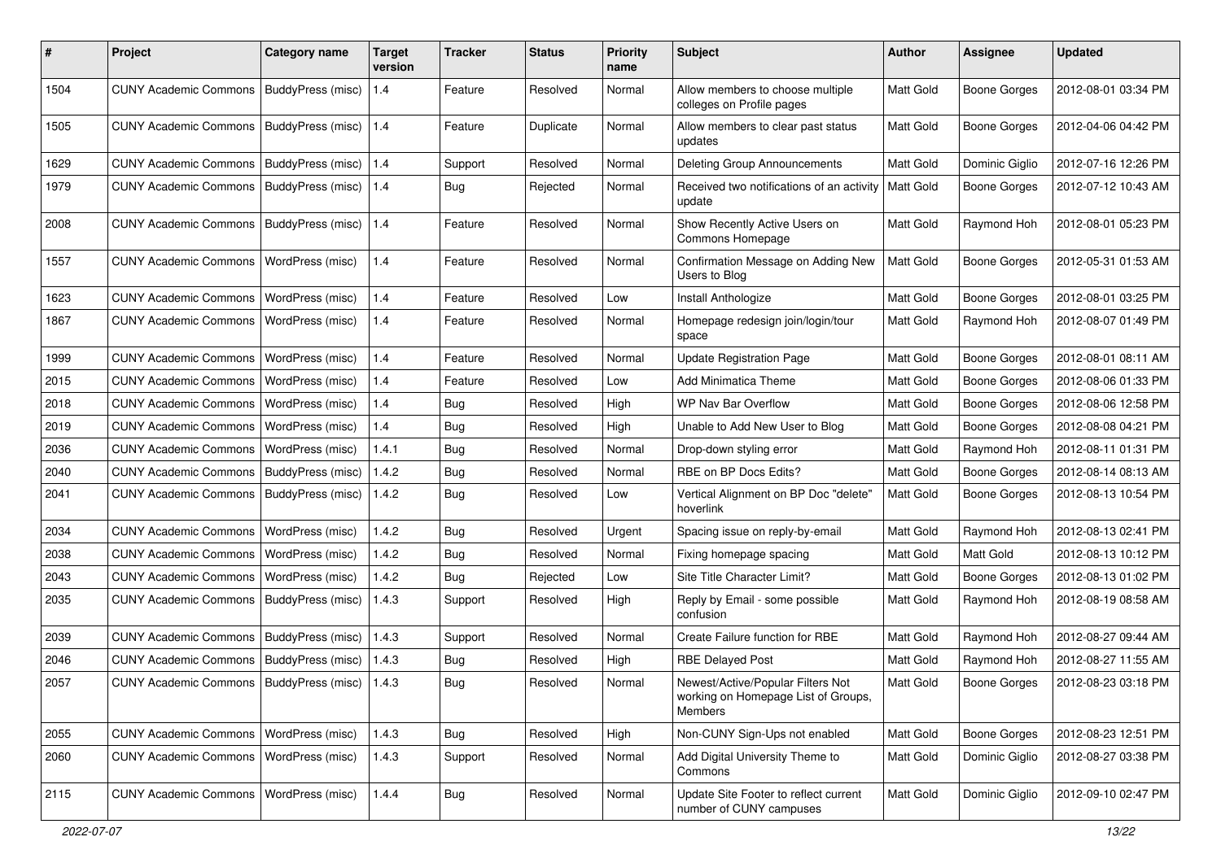| # | Project | Category name | Target version | Tracker | Status | Priority name | Subject | Author | Assignee | Updated |
|---|---|---|---|---|---|---|---|---|---|---|
| 1504 | CUNY Academic Commons | BuddyPress (misc) | 1.4 | Feature | Resolved | Normal | Allow members to choose multiple colleges on Profile pages | Matt Gold | Boone Gorges | 2012-08-01 03:34 PM |
| 1505 | CUNY Academic Commons | BuddyPress (misc) | 1.4 | Feature | Duplicate | Normal | Allow members to clear past status updates | Matt Gold | Boone Gorges | 2012-04-06 04:42 PM |
| 1629 | CUNY Academic Commons | BuddyPress (misc) | 1.4 | Support | Resolved | Normal | Deleting Group Announcements | Matt Gold | Dominic Giglio | 2012-07-16 12:26 PM |
| 1979 | CUNY Academic Commons | BuddyPress (misc) | 1.4 | Bug | Rejected | Normal | Received two notifications of an activity update | Matt Gold | Boone Gorges | 2012-07-12 10:43 AM |
| 2008 | CUNY Academic Commons | BuddyPress (misc) | 1.4 | Feature | Resolved | Normal | Show Recently Active Users on Commons Homepage | Matt Gold | Raymond Hoh | 2012-08-01 05:23 PM |
| 1557 | CUNY Academic Commons | WordPress (misc) | 1.4 | Feature | Resolved | Normal | Confirmation Message on Adding New Users to Blog | Matt Gold | Boone Gorges | 2012-05-31 01:53 AM |
| 1623 | CUNY Academic Commons | WordPress (misc) | 1.4 | Feature | Resolved | Low | Install Anthologize | Matt Gold | Boone Gorges | 2012-08-01 03:25 PM |
| 1867 | CUNY Academic Commons | WordPress (misc) | 1.4 | Feature | Resolved | Normal | Homepage redesign join/login/tour space | Matt Gold | Raymond Hoh | 2012-08-07 01:49 PM |
| 1999 | CUNY Academic Commons | WordPress (misc) | 1.4 | Feature | Resolved | Normal | Update Registration Page | Matt Gold | Boone Gorges | 2012-08-01 08:11 AM |
| 2015 | CUNY Academic Commons | WordPress (misc) | 1.4 | Feature | Resolved | Low | Add Minimatica Theme | Matt Gold | Boone Gorges | 2012-08-06 01:33 PM |
| 2018 | CUNY Academic Commons | WordPress (misc) | 1.4 | Bug | Resolved | High | WP Nav Bar Overflow | Matt Gold | Boone Gorges | 2012-08-06 12:58 PM |
| 2019 | CUNY Academic Commons | WordPress (misc) | 1.4 | Bug | Resolved | High | Unable to Add New User to Blog | Matt Gold | Boone Gorges | 2012-08-08 04:21 PM |
| 2036 | CUNY Academic Commons | WordPress (misc) | 1.4.1 | Bug | Resolved | Normal | Drop-down styling error | Matt Gold | Raymond Hoh | 2012-08-11 01:31 PM |
| 2040 | CUNY Academic Commons | BuddyPress (misc) | 1.4.2 | Bug | Resolved | Normal | RBE on BP Docs Edits? | Matt Gold | Boone Gorges | 2012-08-14 08:13 AM |
| 2041 | CUNY Academic Commons | BuddyPress (misc) | 1.4.2 | Bug | Resolved | Low | Vertical Alignment on BP Doc "delete" hoverlink | Matt Gold | Boone Gorges | 2012-08-13 10:54 PM |
| 2034 | CUNY Academic Commons | WordPress (misc) | 1.4.2 | Bug | Resolved | Urgent | Spacing issue on reply-by-email | Matt Gold | Raymond Hoh | 2012-08-13 02:41 PM |
| 2038 | CUNY Academic Commons | WordPress (misc) | 1.4.2 | Bug | Resolved | Normal | Fixing homepage spacing | Matt Gold | Matt Gold | 2012-08-13 10:12 PM |
| 2043 | CUNY Academic Commons | WordPress (misc) | 1.4.2 | Bug | Rejected | Low | Site Title Character Limit? | Matt Gold | Boone Gorges | 2012-08-13 01:02 PM |
| 2035 | CUNY Academic Commons | BuddyPress (misc) | 1.4.3 | Support | Resolved | High | Reply by Email - some possible confusion | Matt Gold | Raymond Hoh | 2012-08-19 08:58 AM |
| 2039 | CUNY Academic Commons | BuddyPress (misc) | 1.4.3 | Support | Resolved | Normal | Create Failure function for RBE | Matt Gold | Raymond Hoh | 2012-08-27 09:44 AM |
| 2046 | CUNY Academic Commons | BuddyPress (misc) | 1.4.3 | Bug | Resolved | High | RBE Delayed Post | Matt Gold | Raymond Hoh | 2012-08-27 11:55 AM |
| 2057 | CUNY Academic Commons | BuddyPress (misc) | 1.4.3 | Bug | Resolved | Normal | Newest/Active/Popular Filters Not working on Homepage List of Groups, Members | Matt Gold | Boone Gorges | 2012-08-23 03:18 PM |
| 2055 | CUNY Academic Commons | WordPress (misc) | 1.4.3 | Bug | Resolved | High | Non-CUNY Sign-Ups not enabled | Matt Gold | Boone Gorges | 2012-08-23 12:51 PM |
| 2060 | CUNY Academic Commons | WordPress (misc) | 1.4.3 | Support | Resolved | Normal | Add Digital University Theme to Commons | Matt Gold | Dominic Giglio | 2012-08-27 03:38 PM |
| 2115 | CUNY Academic Commons | WordPress (misc) | 1.4.4 | Bug | Resolved | Normal | Update Site Footer to reflect current number of CUNY campuses | Matt Gold | Dominic Giglio | 2012-09-10 02:47 PM |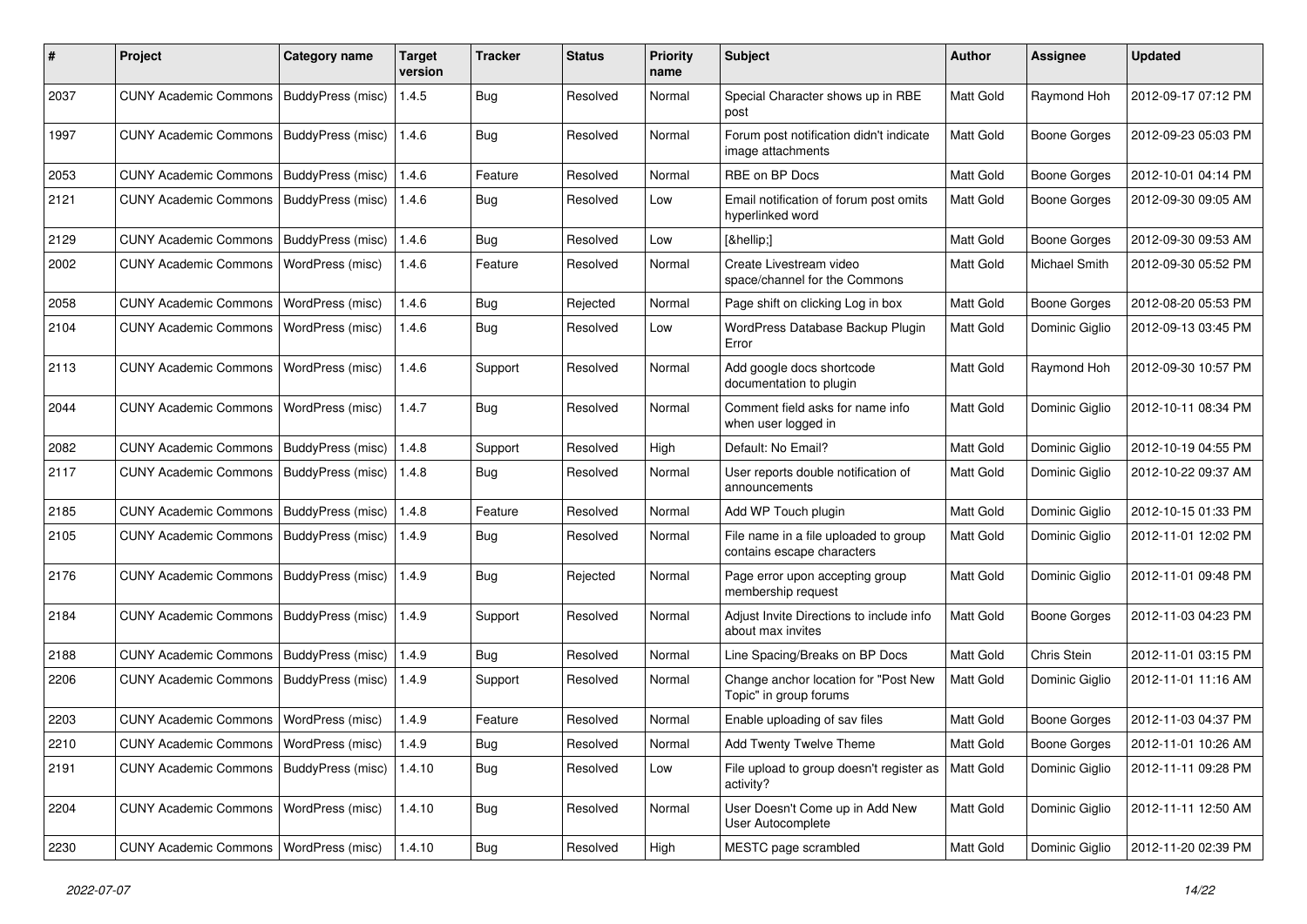| # | Project | Category name | Target version | Tracker | Status | Priority name | Subject | Author | Assignee | Updated |
|---|---|---|---|---|---|---|---|---|---|---|
| 2037 | CUNY Academic Commons | BuddyPress (misc) | 1.4.5 | Bug | Resolved | Normal | Special Character shows up in RBE post | Matt Gold | Raymond Hoh | 2012-09-17 07:12 PM |
| 1997 | CUNY Academic Commons | BuddyPress (misc) | 1.4.6 | Bug | Resolved | Normal | Forum post notification didn't indicate image attachments | Matt Gold | Boone Gorges | 2012-09-23 05:03 PM |
| 2053 | CUNY Academic Commons | BuddyPress (misc) | 1.4.6 | Feature | Resolved | Normal | RBE on BP Docs | Matt Gold | Boone Gorges | 2012-10-01 04:14 PM |
| 2121 | CUNY Academic Commons | BuddyPress (misc) | 1.4.6 | Bug | Resolved | Low | Email notification of forum post omits hyperlinked word | Matt Gold | Boone Gorges | 2012-09-30 09:05 AM |
| 2129 | CUNY Academic Commons | BuddyPress (misc) | 1.4.6 | Bug | Resolved | Low | [&hellip;] | Matt Gold | Boone Gorges | 2012-09-30 09:53 AM |
| 2002 | CUNY Academic Commons | WordPress (misc) | 1.4.6 | Feature | Resolved | Normal | Create Livestream video space/channel for the Commons | Matt Gold | Michael Smith | 2012-09-30 05:52 PM |
| 2058 | CUNY Academic Commons | WordPress (misc) | 1.4.6 | Bug | Rejected | Normal | Page shift on clicking Log in box | Matt Gold | Boone Gorges | 2012-08-20 05:53 PM |
| 2104 | CUNY Academic Commons | WordPress (misc) | 1.4.6 | Bug | Resolved | Low | WordPress Database Backup Plugin Error | Matt Gold | Dominic Giglio | 2012-09-13 03:45 PM |
| 2113 | CUNY Academic Commons | WordPress (misc) | 1.4.6 | Support | Resolved | Normal | Add google docs shortcode documentation to plugin | Matt Gold | Raymond Hoh | 2012-09-30 10:57 PM |
| 2044 | CUNY Academic Commons | WordPress (misc) | 1.4.7 | Bug | Resolved | Normal | Comment field asks for name info when user logged in | Matt Gold | Dominic Giglio | 2012-10-11 08:34 PM |
| 2082 | CUNY Academic Commons | BuddyPress (misc) | 1.4.8 | Support | Resolved | High | Default: No Email? | Matt Gold | Dominic Giglio | 2012-10-19 04:55 PM |
| 2117 | CUNY Academic Commons | BuddyPress (misc) | 1.4.8 | Bug | Resolved | Normal | User reports double notification of announcements | Matt Gold | Dominic Giglio | 2012-10-22 09:37 AM |
| 2185 | CUNY Academic Commons | BuddyPress (misc) | 1.4.8 | Feature | Resolved | Normal | Add WP Touch plugin | Matt Gold | Dominic Giglio | 2012-10-15 01:33 PM |
| 2105 | CUNY Academic Commons | BuddyPress (misc) | 1.4.9 | Bug | Resolved | Normal | File name in a file uploaded to group contains escape characters | Matt Gold | Dominic Giglio | 2012-11-01 12:02 PM |
| 2176 | CUNY Academic Commons | BuddyPress (misc) | 1.4.9 | Bug | Rejected | Normal | Page error upon accepting group membership request | Matt Gold | Dominic Giglio | 2012-11-01 09:48 PM |
| 2184 | CUNY Academic Commons | BuddyPress (misc) | 1.4.9 | Support | Resolved | Normal | Adjust Invite Directions to include info about max invites | Matt Gold | Boone Gorges | 2012-11-03 04:23 PM |
| 2188 | CUNY Academic Commons | BuddyPress (misc) | 1.4.9 | Bug | Resolved | Normal | Line Spacing/Breaks on BP Docs | Matt Gold | Chris Stein | 2012-11-01 03:15 PM |
| 2206 | CUNY Academic Commons | BuddyPress (misc) | 1.4.9 | Support | Resolved | Normal | Change anchor location for "Post New Topic" in group forums | Matt Gold | Dominic Giglio | 2012-11-01 11:16 AM |
| 2203 | CUNY Academic Commons | WordPress (misc) | 1.4.9 | Feature | Resolved | Normal | Enable uploading of sav files | Matt Gold | Boone Gorges | 2012-11-03 04:37 PM |
| 2210 | CUNY Academic Commons | WordPress (misc) | 1.4.9 | Bug | Resolved | Normal | Add Twenty Twelve Theme | Matt Gold | Boone Gorges | 2012-11-01 10:26 AM |
| 2191 | CUNY Academic Commons | BuddyPress (misc) | 1.4.10 | Bug | Resolved | Low | File upload to group doesn't register as activity? | Matt Gold | Dominic Giglio | 2012-11-11 09:28 PM |
| 2204 | CUNY Academic Commons | WordPress (misc) | 1.4.10 | Bug | Resolved | Normal | User Doesn't Come up in Add New User Autocomplete | Matt Gold | Dominic Giglio | 2012-11-11 12:50 AM |
| 2230 | CUNY Academic Commons | WordPress (misc) | 1.4.10 | Bug | Resolved | High | MESTC page scrambled | Matt Gold | Dominic Giglio | 2012-11-20 02:39 PM |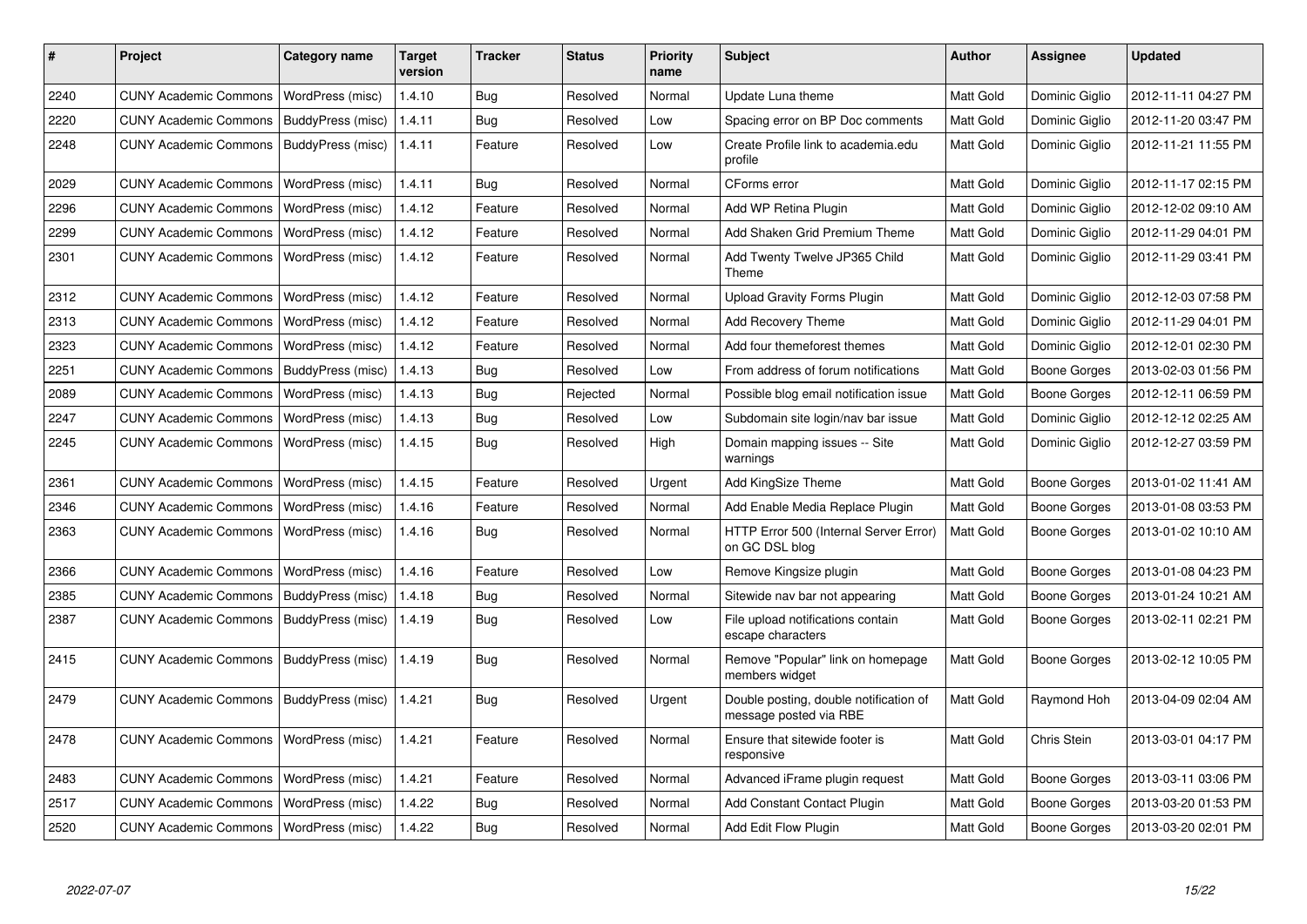| # | Project | Category name | Target version | Tracker | Status | Priority name | Subject | Author | Assignee | Updated |
|---|---|---|---|---|---|---|---|---|---|---|
| 2240 | CUNY Academic Commons | WordPress (misc) | 1.4.10 | Bug | Resolved | Normal | Update Luna theme | Matt Gold | Dominic Giglio | 2012-11-11 04:27 PM |
| 2220 | CUNY Academic Commons | BuddyPress (misc) | 1.4.11 | Bug | Resolved | Low | Spacing error on BP Doc comments | Matt Gold | Dominic Giglio | 2012-11-20 03:47 PM |
| 2248 | CUNY Academic Commons | BuddyPress (misc) | 1.4.11 | Feature | Resolved | Low | Create Profile link to academia.edu profile | Matt Gold | Dominic Giglio | 2012-11-21 11:55 PM |
| 2029 | CUNY Academic Commons | WordPress (misc) | 1.4.11 | Bug | Resolved | Normal | CForms error | Matt Gold | Dominic Giglio | 2012-11-17 02:15 PM |
| 2296 | CUNY Academic Commons | WordPress (misc) | 1.4.12 | Feature | Resolved | Normal | Add WP Retina Plugin | Matt Gold | Dominic Giglio | 2012-12-02 09:10 AM |
| 2299 | CUNY Academic Commons | WordPress (misc) | 1.4.12 | Feature | Resolved | Normal | Add Shaken Grid Premium Theme | Matt Gold | Dominic Giglio | 2012-11-29 04:01 PM |
| 2301 | CUNY Academic Commons | WordPress (misc) | 1.4.12 | Feature | Resolved | Normal | Add Twenty Twelve JP365 Child Theme | Matt Gold | Dominic Giglio | 2012-11-29 03:41 PM |
| 2312 | CUNY Academic Commons | WordPress (misc) | 1.4.12 | Feature | Resolved | Normal | Upload Gravity Forms Plugin | Matt Gold | Dominic Giglio | 2012-12-03 07:58 PM |
| 2313 | CUNY Academic Commons | WordPress (misc) | 1.4.12 | Feature | Resolved | Normal | Add Recovery Theme | Matt Gold | Dominic Giglio | 2012-11-29 04:01 PM |
| 2323 | CUNY Academic Commons | WordPress (misc) | 1.4.12 | Feature | Resolved | Normal | Add four themeforest themes | Matt Gold | Dominic Giglio | 2012-12-01 02:30 PM |
| 2251 | CUNY Academic Commons | BuddyPress (misc) | 1.4.13 | Bug | Resolved | Low | From address of forum notifications | Matt Gold | Boone Gorges | 2013-02-03 01:56 PM |
| 2089 | CUNY Academic Commons | WordPress (misc) | 1.4.13 | Bug | Rejected | Normal | Possible blog email notification issue | Matt Gold | Boone Gorges | 2012-12-11 06:59 PM |
| 2247 | CUNY Academic Commons | WordPress (misc) | 1.4.13 | Bug | Resolved | Low | Subdomain site login/nav bar issue | Matt Gold | Dominic Giglio | 2012-12-12 02:25 AM |
| 2245 | CUNY Academic Commons | WordPress (misc) | 1.4.15 | Bug | Resolved | High | Domain mapping issues -- Site warnings | Matt Gold | Dominic Giglio | 2012-12-27 03:59 PM |
| 2361 | CUNY Academic Commons | WordPress (misc) | 1.4.15 | Feature | Resolved | Urgent | Add KingSize Theme | Matt Gold | Boone Gorges | 2013-01-02 11:41 AM |
| 2346 | CUNY Academic Commons | WordPress (misc) | 1.4.16 | Feature | Resolved | Normal | Add Enable Media Replace Plugin | Matt Gold | Boone Gorges | 2013-01-08 03:53 PM |
| 2363 | CUNY Academic Commons | WordPress (misc) | 1.4.16 | Bug | Resolved | Normal | HTTP Error 500 (Internal Server Error) on GC DSL blog | Matt Gold | Boone Gorges | 2013-01-02 10:10 AM |
| 2366 | CUNY Academic Commons | WordPress (misc) | 1.4.16 | Feature | Resolved | Low | Remove Kingsize plugin | Matt Gold | Boone Gorges | 2013-01-08 04:23 PM |
| 2385 | CUNY Academic Commons | BuddyPress (misc) | 1.4.18 | Bug | Resolved | Normal | Sitewide nav bar not appearing | Matt Gold | Boone Gorges | 2013-01-24 10:21 AM |
| 2387 | CUNY Academic Commons | BuddyPress (misc) | 1.4.19 | Bug | Resolved | Low | File upload notifications contain escape characters | Matt Gold | Boone Gorges | 2013-02-11 02:21 PM |
| 2415 | CUNY Academic Commons | BuddyPress (misc) | 1.4.19 | Bug | Resolved | Normal | Remove "Popular" link on homepage members widget | Matt Gold | Boone Gorges | 2013-02-12 10:05 PM |
| 2479 | CUNY Academic Commons | BuddyPress (misc) | 1.4.21 | Bug | Resolved | Urgent | Double posting, double notification of message posted via RBE | Matt Gold | Raymond Hoh | 2013-04-09 02:04 AM |
| 2478 | CUNY Academic Commons | WordPress (misc) | 1.4.21 | Feature | Resolved | Normal | Ensure that sitewide footer is responsive | Matt Gold | Chris Stein | 2013-03-01 04:17 PM |
| 2483 | CUNY Academic Commons | WordPress (misc) | 1.4.21 | Feature | Resolved | Normal | Advanced iFrame plugin request | Matt Gold | Boone Gorges | 2013-03-11 03:06 PM |
| 2517 | CUNY Academic Commons | WordPress (misc) | 1.4.22 | Bug | Resolved | Normal | Add Constant Contact Plugin | Matt Gold | Boone Gorges | 2013-03-20 01:53 PM |
| 2520 | CUNY Academic Commons | WordPress (misc) | 1.4.22 | Bug | Resolved | Normal | Add Edit Flow Plugin | Matt Gold | Boone Gorges | 2013-03-20 02:01 PM |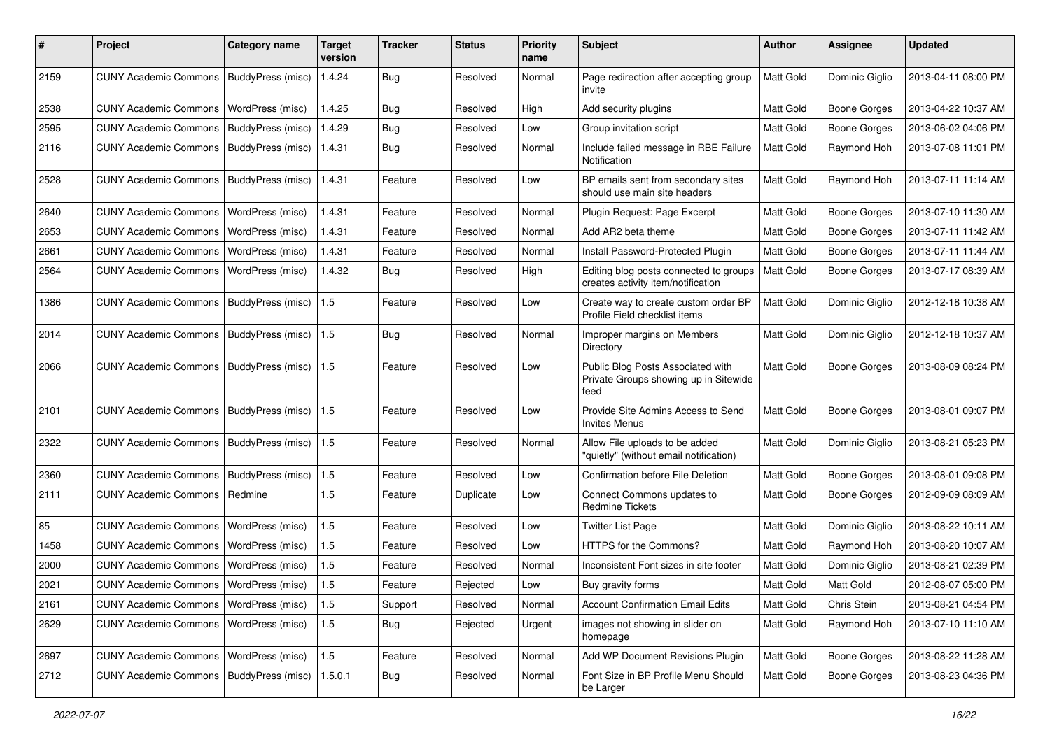| # | Project | Category name | Target version | Tracker | Status | Priority name | Subject | Author | Assignee | Updated |
|---|---|---|---|---|---|---|---|---|---|---|
| 2159 | CUNY Academic Commons | BuddyPress (misc) | 1.4.24 | Bug | Resolved | Normal | Page redirection after accepting group invite | Matt Gold | Dominic Giglio | 2013-04-11 08:00 PM |
| 2538 | CUNY Academic Commons | WordPress (misc) | 1.4.25 | Bug | Resolved | High | Add security plugins | Matt Gold | Boone Gorges | 2013-04-22 10:37 AM |
| 2595 | CUNY Academic Commons | BuddyPress (misc) | 1.4.29 | Bug | Resolved | Low | Group invitation script | Matt Gold | Boone Gorges | 2013-06-02 04:06 PM |
| 2116 | CUNY Academic Commons | BuddyPress (misc) | 1.4.31 | Bug | Resolved | Normal | Include failed message in RBE Failure Notification | Matt Gold | Raymond Hoh | 2013-07-08 11:01 PM |
| 2528 | CUNY Academic Commons | BuddyPress (misc) | 1.4.31 | Feature | Resolved | Low | BP emails sent from secondary sites should use main site headers | Matt Gold | Raymond Hoh | 2013-07-11 11:14 AM |
| 2640 | CUNY Academic Commons | WordPress (misc) | 1.4.31 | Feature | Resolved | Normal | Plugin Request: Page Excerpt | Matt Gold | Boone Gorges | 2013-07-10 11:30 AM |
| 2653 | CUNY Academic Commons | WordPress (misc) | 1.4.31 | Feature | Resolved | Normal | Add AR2 beta theme | Matt Gold | Boone Gorges | 2013-07-11 11:42 AM |
| 2661 | CUNY Academic Commons | WordPress (misc) | 1.4.31 | Feature | Resolved | Normal | Install Password-Protected Plugin | Matt Gold | Boone Gorges | 2013-07-11 11:44 AM |
| 2564 | CUNY Academic Commons | WordPress (misc) | 1.4.32 | Bug | Resolved | High | Editing blog posts connected to groups creates activity item/notification | Matt Gold | Boone Gorges | 2013-07-17 08:39 AM |
| 1386 | CUNY Academic Commons | BuddyPress (misc) | 1.5 | Feature | Resolved | Low | Create way to create custom order BP Profile Field checklist items | Matt Gold | Dominic Giglio | 2012-12-18 10:38 AM |
| 2014 | CUNY Academic Commons | BuddyPress (misc) | 1.5 | Bug | Resolved | Normal | Improper margins on Members Directory | Matt Gold | Dominic Giglio | 2012-12-18 10:37 AM |
| 2066 | CUNY Academic Commons | BuddyPress (misc) | 1.5 | Feature | Resolved | Low | Public Blog Posts Associated with Private Groups showing up in Sitewide feed | Matt Gold | Boone Gorges | 2013-08-09 08:24 PM |
| 2101 | CUNY Academic Commons | BuddyPress (misc) | 1.5 | Feature | Resolved | Low | Provide Site Admins Access to Send Invites Menus | Matt Gold | Boone Gorges | 2013-08-01 09:07 PM |
| 2322 | CUNY Academic Commons | BuddyPress (misc) | 1.5 | Feature | Resolved | Normal | Allow File uploads to be added "quietly" (without email notification) | Matt Gold | Dominic Giglio | 2013-08-21 05:23 PM |
| 2360 | CUNY Academic Commons | BuddyPress (misc) | 1.5 | Feature | Resolved | Low | Confirmation before File Deletion | Matt Gold | Boone Gorges | 2013-08-01 09:08 PM |
| 2111 | CUNY Academic Commons | Redmine | 1.5 | Feature | Duplicate | Low | Connect Commons updates to Redmine Tickets | Matt Gold | Boone Gorges | 2012-09-09 08:09 AM |
| 85 | CUNY Academic Commons | WordPress (misc) | 1.5 | Feature | Resolved | Low | Twitter List Page | Matt Gold | Dominic Giglio | 2013-08-22 10:11 AM |
| 1458 | CUNY Academic Commons | WordPress (misc) | 1.5 | Feature | Resolved | Low | HTTPS for the Commons? | Matt Gold | Raymond Hoh | 2013-08-20 10:07 AM |
| 2000 | CUNY Academic Commons | WordPress (misc) | 1.5 | Feature | Resolved | Normal | Inconsistent Font sizes in site footer | Matt Gold | Dominic Giglio | 2013-08-21 02:39 PM |
| 2021 | CUNY Academic Commons | WordPress (misc) | 1.5 | Feature | Rejected | Low | Buy gravity forms | Matt Gold | Matt Gold | 2012-08-07 05:00 PM |
| 2161 | CUNY Academic Commons | WordPress (misc) | 1.5 | Support | Resolved | Normal | Account Confirmation Email Edits | Matt Gold | Chris Stein | 2013-08-21 04:54 PM |
| 2629 | CUNY Academic Commons | WordPress (misc) | 1.5 | Bug | Rejected | Urgent | images not showing in slider on homepage | Matt Gold | Raymond Hoh | 2013-07-10 11:10 AM |
| 2697 | CUNY Academic Commons | WordPress (misc) | 1.5 | Feature | Resolved | Normal | Add WP Document Revisions Plugin | Matt Gold | Boone Gorges | 2013-08-22 11:28 AM |
| 2712 | CUNY Academic Commons | BuddyPress (misc) | 1.5.0.1 | Bug | Resolved | Normal | Font Size in BP Profile Menu Should be Larger | Matt Gold | Boone Gorges | 2013-08-23 04:36 PM |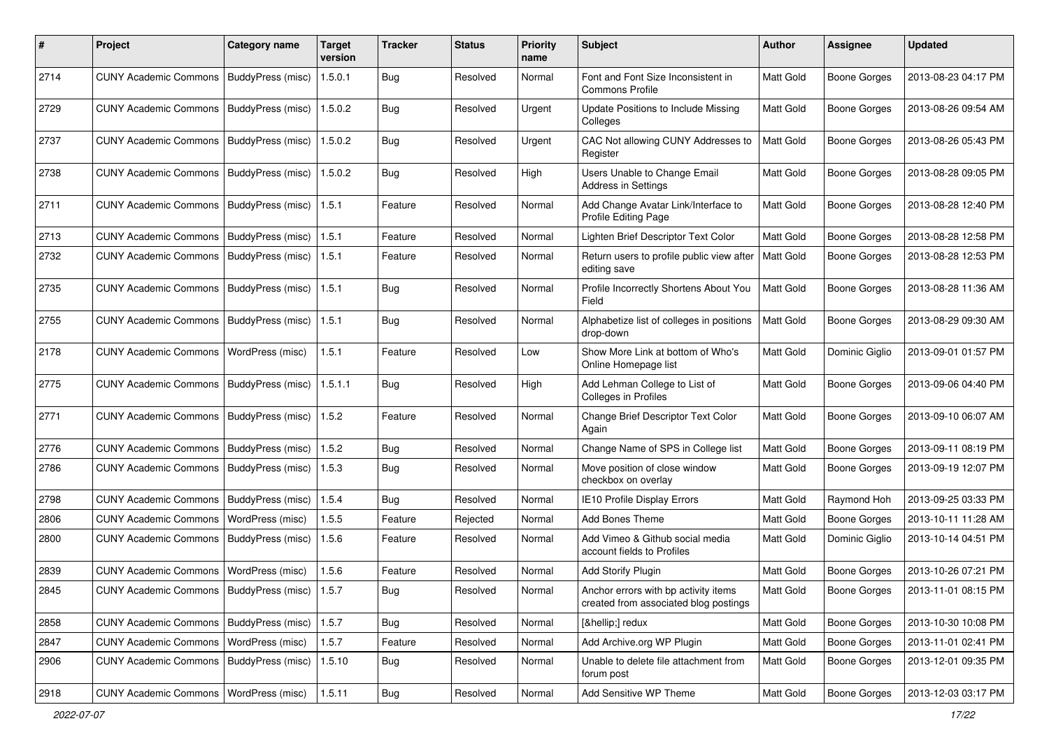| # | Project | Category name | Target version | Tracker | Status | Priority name | Subject | Author | Assignee | Updated |
|---|---|---|---|---|---|---|---|---|---|---|
| 2714 | CUNY Academic Commons | BuddyPress (misc) | 1.5.0.1 | Bug | Resolved | Normal | Font and Font Size Inconsistent in Commons Profile | Matt Gold | Boone Gorges | 2013-08-23 04:17 PM |
| 2729 | CUNY Academic Commons | BuddyPress (misc) | 1.5.0.2 | Bug | Resolved | Urgent | Update Positions to Include Missing Colleges | Matt Gold | Boone Gorges | 2013-08-26 09:54 AM |
| 2737 | CUNY Academic Commons | BuddyPress (misc) | 1.5.0.2 | Bug | Resolved | Urgent | CAC Not allowing CUNY Addresses to Register | Matt Gold | Boone Gorges | 2013-08-26 05:43 PM |
| 2738 | CUNY Academic Commons | BuddyPress (misc) | 1.5.0.2 | Bug | Resolved | High | Users Unable to Change Email Address in Settings | Matt Gold | Boone Gorges | 2013-08-28 09:05 PM |
| 2711 | CUNY Academic Commons | BuddyPress (misc) | 1.5.1 | Feature | Resolved | Normal | Add Change Avatar Link/Interface to Profile Editing Page | Matt Gold | Boone Gorges | 2013-08-28 12:40 PM |
| 2713 | CUNY Academic Commons | BuddyPress (misc) | 1.5.1 | Feature | Resolved | Normal | Lighten Brief Descriptor Text Color | Matt Gold | Boone Gorges | 2013-08-28 12:58 PM |
| 2732 | CUNY Academic Commons | BuddyPress (misc) | 1.5.1 | Feature | Resolved | Normal | Return users to profile public view after editing save | Matt Gold | Boone Gorges | 2013-08-28 12:53 PM |
| 2735 | CUNY Academic Commons | BuddyPress (misc) | 1.5.1 | Bug | Resolved | Normal | Profile Incorrectly Shortens About You Field | Matt Gold | Boone Gorges | 2013-08-28 11:36 AM |
| 2755 | CUNY Academic Commons | BuddyPress (misc) | 1.5.1 | Bug | Resolved | Normal | Alphabetize list of colleges in positions drop-down | Matt Gold | Boone Gorges | 2013-08-29 09:30 AM |
| 2178 | CUNY Academic Commons | WordPress (misc) | 1.5.1 | Feature | Resolved | Low | Show More Link at bottom of Who's Online Homepage list | Matt Gold | Dominic Giglio | 2013-09-01 01:57 PM |
| 2775 | CUNY Academic Commons | BuddyPress (misc) | 1.5.1.1 | Bug | Resolved | High | Add Lehman College to List of Colleges in Profiles | Matt Gold | Boone Gorges | 2013-09-06 04:40 PM |
| 2771 | CUNY Academic Commons | BuddyPress (misc) | 1.5.2 | Feature | Resolved | Normal | Change Brief Descriptor Text Color Again | Matt Gold | Boone Gorges | 2013-09-10 06:07 AM |
| 2776 | CUNY Academic Commons | BuddyPress (misc) | 1.5.2 | Bug | Resolved | Normal | Change Name of SPS in College list | Matt Gold | Boone Gorges | 2013-09-11 08:19 PM |
| 2786 | CUNY Academic Commons | BuddyPress (misc) | 1.5.3 | Bug | Resolved | Normal | Move position of close window checkbox on overlay | Matt Gold | Boone Gorges | 2013-09-19 12:07 PM |
| 2798 | CUNY Academic Commons | BuddyPress (misc) | 1.5.4 | Bug | Resolved | Normal | IE10 Profile Display Errors | Matt Gold | Raymond Hoh | 2013-09-25 03:33 PM |
| 2806 | CUNY Academic Commons | WordPress (misc) | 1.5.5 | Feature | Rejected | Normal | Add Bones Theme | Matt Gold | Boone Gorges | 2013-10-11 11:28 AM |
| 2800 | CUNY Academic Commons | BuddyPress (misc) | 1.5.6 | Feature | Resolved | Normal | Add Vimeo & Github social media account fields to Profiles | Matt Gold | Dominic Giglio | 2013-10-14 04:51 PM |
| 2839 | CUNY Academic Commons | WordPress (misc) | 1.5.6 | Feature | Resolved | Normal | Add Storify Plugin | Matt Gold | Boone Gorges | 2013-10-26 07:21 PM |
| 2845 | CUNY Academic Commons | BuddyPress (misc) | 1.5.7 | Bug | Resolved | Normal | Anchor errors with bp activity items created from associated blog postings | Matt Gold | Boone Gorges | 2013-11-01 08:15 PM |
| 2858 | CUNY Academic Commons | BuddyPress (misc) | 1.5.7 | Bug | Resolved | Normal | [&hellip;] redux | Matt Gold | Boone Gorges | 2013-10-30 10:08 PM |
| 2847 | CUNY Academic Commons | WordPress (misc) | 1.5.7 | Feature | Resolved | Normal | Add Archive.org WP Plugin | Matt Gold | Boone Gorges | 2013-11-01 02:41 PM |
| 2906 | CUNY Academic Commons | BuddyPress (misc) | 1.5.10 | Bug | Resolved | Normal | Unable to delete file attachment from forum post | Matt Gold | Boone Gorges | 2013-12-01 09:35 PM |
| 2918 | CUNY Academic Commons | WordPress (misc) | 1.5.11 | Bug | Resolved | Normal | Add Sensitive WP Theme | Matt Gold | Boone Gorges | 2013-12-03 03:17 PM |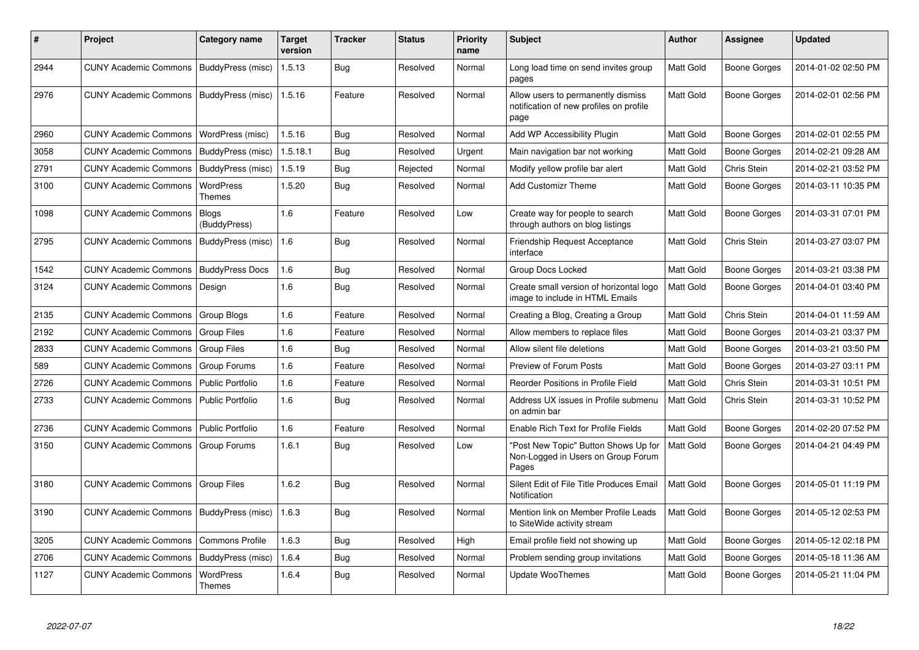| # | Project | Category name | Target version | Tracker | Status | Priority name | Subject | Author | Assignee | Updated |
|---|---|---|---|---|---|---|---|---|---|---|
| 2944 | CUNY Academic Commons | BuddyPress (misc) | 1.5.13 | Bug | Resolved | Normal | Long load time on send invites group pages | Matt Gold | Boone Gorges | 2014-01-02 02:50 PM |
| 2976 | CUNY Academic Commons | BuddyPress (misc) | 1.5.16 | Feature | Resolved | Normal | Allow users to permanently dismiss notification of new profiles on profile page | Matt Gold | Boone Gorges | 2014-02-01 02:56 PM |
| 2960 | CUNY Academic Commons | WordPress (misc) | 1.5.16 | Bug | Resolved | Normal | Add WP Accessibility Plugin | Matt Gold | Boone Gorges | 2014-02-01 02:55 PM |
| 3058 | CUNY Academic Commons | BuddyPress (misc) | 1.5.18.1 | Bug | Resolved | Urgent | Main navigation bar not working | Matt Gold | Boone Gorges | 2014-02-21 09:28 AM |
| 2791 | CUNY Academic Commons | BuddyPress (misc) | 1.5.19 | Bug | Rejected | Normal | Modify yellow profile bar alert | Matt Gold | Chris Stein | 2014-02-21 03:52 PM |
| 3100 | CUNY Academic Commons | WordPress Themes | 1.5.20 | Bug | Resolved | Normal | Add Customizr Theme | Matt Gold | Boone Gorges | 2014-03-11 10:35 PM |
| 1098 | CUNY Academic Commons | Blogs (BuddyPress) | 1.6 | Feature | Resolved | Low | Create way for people to search through authors on blog listings | Matt Gold | Boone Gorges | 2014-03-31 07:01 PM |
| 2795 | CUNY Academic Commons | BuddyPress (misc) | 1.6 | Bug | Resolved | Normal | Friendship Request Acceptance interface | Matt Gold | Chris Stein | 2014-03-27 03:07 PM |
| 1542 | CUNY Academic Commons | BuddyPress Docs | 1.6 | Bug | Resolved | Normal | Group Docs Locked | Matt Gold | Boone Gorges | 2014-03-21 03:38 PM |
| 3124 | CUNY Academic Commons | Design | 1.6 | Bug | Resolved | Normal | Create small version of horizontal logo image to include in HTML Emails | Matt Gold | Boone Gorges | 2014-04-01 03:40 PM |
| 2135 | CUNY Academic Commons | Group Blogs | 1.6 | Feature | Resolved | Normal | Creating a Blog, Creating a Group | Matt Gold | Chris Stein | 2014-04-01 11:59 AM |
| 2192 | CUNY Academic Commons | Group Files | 1.6 | Feature | Resolved | Normal | Allow members to replace files | Matt Gold | Boone Gorges | 2014-03-21 03:37 PM |
| 2833 | CUNY Academic Commons | Group Files | 1.6 | Bug | Resolved | Normal | Allow silent file deletions | Matt Gold | Boone Gorges | 2014-03-21 03:50 PM |
| 589 | CUNY Academic Commons | Group Forums | 1.6 | Feature | Resolved | Normal | Preview of Forum Posts | Matt Gold | Boone Gorges | 2014-03-27 03:11 PM |
| 2726 | CUNY Academic Commons | Public Portfolio | 1.6 | Feature | Resolved | Normal | Reorder Positions in Profile Field | Matt Gold | Chris Stein | 2014-03-31 10:51 PM |
| 2733 | CUNY Academic Commons | Public Portfolio | 1.6 | Bug | Resolved | Normal | Address UX issues in Profile submenu on admin bar | Matt Gold | Chris Stein | 2014-03-31 10:52 PM |
| 2736 | CUNY Academic Commons | Public Portfolio | 1.6 | Feature | Resolved | Normal | Enable Rich Text for Profile Fields | Matt Gold | Boone Gorges | 2014-02-20 07:52 PM |
| 3150 | CUNY Academic Commons | Group Forums | 1.6.1 | Bug | Resolved | Low | "Post New Topic" Button Shows Up for Non-Logged in Users on Group Forum Pages | Matt Gold | Boone Gorges | 2014-04-21 04:49 PM |
| 3180 | CUNY Academic Commons | Group Files | 1.6.2 | Bug | Resolved | Normal | Silent Edit of File Title Produces Email Notification | Matt Gold | Boone Gorges | 2014-05-01 11:19 PM |
| 3190 | CUNY Academic Commons | BuddyPress (misc) | 1.6.3 | Bug | Resolved | Normal | Mention link on Member Profile Leads to SiteWide activity stream | Matt Gold | Boone Gorges | 2014-05-12 02:53 PM |
| 3205 | CUNY Academic Commons | Commons Profile | 1.6.3 | Bug | Resolved | High | Email profile field not showing up | Matt Gold | Boone Gorges | 2014-05-12 02:18 PM |
| 2706 | CUNY Academic Commons | BuddyPress (misc) | 1.6.4 | Bug | Resolved | Normal | Problem sending group invitations | Matt Gold | Boone Gorges | 2014-05-18 11:36 AM |
| 1127 | CUNY Academic Commons | WordPress Themes | 1.6.4 | Bug | Resolved | Normal | Update WooThemes | Matt Gold | Boone Gorges | 2014-05-21 11:04 PM |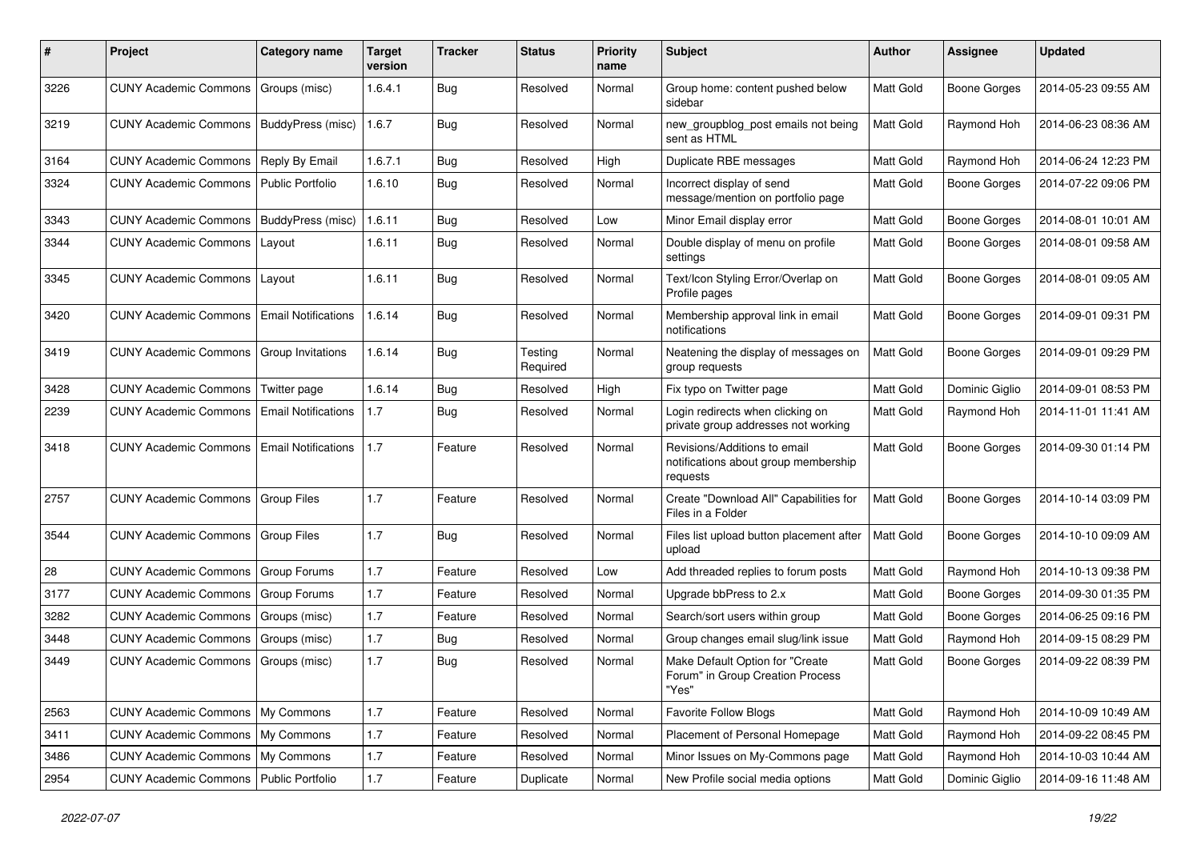| # | Project | Category name | Target version | Tracker | Status | Priority name | Subject | Author | Assignee | Updated |
|---|---|---|---|---|---|---|---|---|---|---|
| 3226 | CUNY Academic Commons | Groups (misc) | 1.6.4.1 | Bug | Resolved | Normal | Group home: content pushed below sidebar | Matt Gold | Boone Gorges | 2014-05-23 09:55 AM |
| 3219 | CUNY Academic Commons | BuddyPress (misc) | 1.6.7 | Bug | Resolved | Normal | new_groupblog_post emails not being sent as HTML | Matt Gold | Raymond Hoh | 2014-06-23 08:36 AM |
| 3164 | CUNY Academic Commons | Reply By Email | 1.6.7.1 | Bug | Resolved | High | Duplicate RBE messages | Matt Gold | Raymond Hoh | 2014-06-24 12:23 PM |
| 3324 | CUNY Academic Commons | Public Portfolio | 1.6.10 | Bug | Resolved | Normal | Incorrect display of send message/mention on portfolio page | Matt Gold | Boone Gorges | 2014-07-22 09:06 PM |
| 3343 | CUNY Academic Commons | BuddyPress (misc) | 1.6.11 | Bug | Resolved | Low | Minor Email display error | Matt Gold | Boone Gorges | 2014-08-01 10:01 AM |
| 3344 | CUNY Academic Commons | Layout | 1.6.11 | Bug | Resolved | Normal | Double display of menu on profile settings | Matt Gold | Boone Gorges | 2014-08-01 09:58 AM |
| 3345 | CUNY Academic Commons | Layout | 1.6.11 | Bug | Resolved | Normal | Text/Icon Styling Error/Overlap on Profile pages | Matt Gold | Boone Gorges | 2014-08-01 09:05 AM |
| 3420 | CUNY Academic Commons | Email Notifications | 1.6.14 | Bug | Resolved | Normal | Membership approval link in email notifications | Matt Gold | Boone Gorges | 2014-09-01 09:31 PM |
| 3419 | CUNY Academic Commons | Group Invitations | 1.6.14 | Bug | Testing Required | Normal | Neatening the display of messages on group requests | Matt Gold | Boone Gorges | 2014-09-01 09:29 PM |
| 3428 | CUNY Academic Commons | Twitter page | 1.6.14 | Bug | Resolved | High | Fix typo on Twitter page | Matt Gold | Dominic Giglio | 2014-09-01 08:53 PM |
| 2239 | CUNY Academic Commons | Email Notifications | 1.7 | Bug | Resolved | Normal | Login redirects when clicking on private group addresses not working | Matt Gold | Raymond Hoh | 2014-11-01 11:41 AM |
| 3418 | CUNY Academic Commons | Email Notifications | 1.7 | Feature | Resolved | Normal | Revisions/Additions to email notifications about group membership requests | Matt Gold | Boone Gorges | 2014-09-30 01:14 PM |
| 2757 | CUNY Academic Commons | Group Files | 1.7 | Feature | Resolved | Normal | Create "Download All" Capabilities for Files in a Folder | Matt Gold | Boone Gorges | 2014-10-14 03:09 PM |
| 3544 | CUNY Academic Commons | Group Files | 1.7 | Bug | Resolved | Normal | Files list upload button placement after upload | Matt Gold | Boone Gorges | 2014-10-10 09:09 AM |
| 28 | CUNY Academic Commons | Group Forums | 1.7 | Feature | Resolved | Low | Add threaded replies to forum posts | Matt Gold | Raymond Hoh | 2014-10-13 09:38 PM |
| 3177 | CUNY Academic Commons | Group Forums | 1.7 | Feature | Resolved | Normal | Upgrade bbPress to 2.x | Matt Gold | Boone Gorges | 2014-09-30 01:35 PM |
| 3282 | CUNY Academic Commons | Groups (misc) | 1.7 | Feature | Resolved | Normal | Search/sort users within group | Matt Gold | Boone Gorges | 2014-06-25 09:16 PM |
| 3448 | CUNY Academic Commons | Groups (misc) | 1.7 | Bug | Resolved | Normal | Group changes email slug/link issue | Matt Gold | Raymond Hoh | 2014-09-15 08:29 PM |
| 3449 | CUNY Academic Commons | Groups (misc) | 1.7 | Bug | Resolved | Normal | Make Default Option for "Create Forum" in Group Creation Process "Yes" | Matt Gold | Boone Gorges | 2014-09-22 08:39 PM |
| 2563 | CUNY Academic Commons | My Commons | 1.7 | Feature | Resolved | Normal | Favorite Follow Blogs | Matt Gold | Raymond Hoh | 2014-10-09 10:49 AM |
| 3411 | CUNY Academic Commons | My Commons | 1.7 | Feature | Resolved | Normal | Placement of Personal Homepage | Matt Gold | Raymond Hoh | 2014-09-22 08:45 PM |
| 3486 | CUNY Academic Commons | My Commons | 1.7 | Feature | Resolved | Normal | Minor Issues on My-Commons page | Matt Gold | Raymond Hoh | 2014-10-03 10:44 AM |
| 2954 | CUNY Academic Commons | Public Portfolio | 1.7 | Feature | Duplicate | Normal | New Profile social media options | Matt Gold | Dominic Giglio | 2014-09-16 11:48 AM |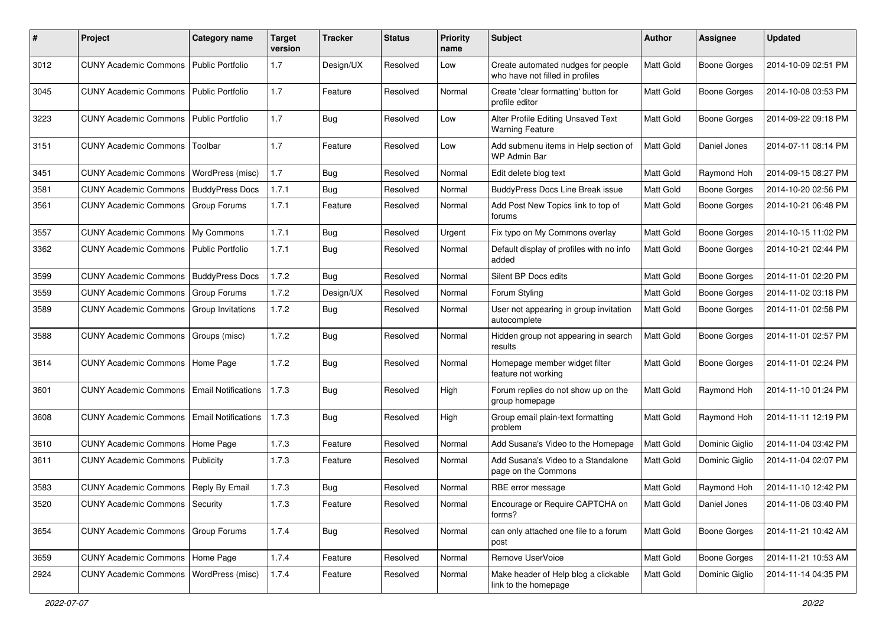| # | Project | Category name | Target version | Tracker | Status | Priority name | Subject | Author | Assignee | Updated |
|---|---|---|---|---|---|---|---|---|---|---|
| 3012 | CUNY Academic Commons | Public Portfolio | 1.7 | Design/UX | Resolved | Low | Create automated nudges for people who have not filled in profiles | Matt Gold | Boone Gorges | 2014-10-09 02:51 PM |
| 3045 | CUNY Academic Commons | Public Portfolio | 1.7 | Feature | Resolved | Normal | Create 'clear formatting' button for profile editor | Matt Gold | Boone Gorges | 2014-10-08 03:53 PM |
| 3223 | CUNY Academic Commons | Public Portfolio | 1.7 | Bug | Resolved | Low | Alter Profile Editing Unsaved Text Warning Feature | Matt Gold | Boone Gorges | 2014-09-22 09:18 PM |
| 3151 | CUNY Academic Commons | Toolbar | 1.7 | Feature | Resolved | Low | Add submenu items in Help section of WP Admin Bar | Matt Gold | Daniel Jones | 2014-07-11 08:14 PM |
| 3451 | CUNY Academic Commons | WordPress (misc) | 1.7 | Bug | Resolved | Normal | Edit delete blog text | Matt Gold | Raymond Hoh | 2014-09-15 08:27 PM |
| 3581 | CUNY Academic Commons | BuddyPress Docs | 1.7.1 | Bug | Resolved | Normal | BuddyPress Docs Line Break issue | Matt Gold | Boone Gorges | 2014-10-20 02:56 PM |
| 3561 | CUNY Academic Commons | Group Forums | 1.7.1 | Feature | Resolved | Normal | Add Post New Topics link to top of forums | Matt Gold | Boone Gorges | 2014-10-21 06:48 PM |
| 3557 | CUNY Academic Commons | My Commons | 1.7.1 | Bug | Resolved | Urgent | Fix typo on My Commons overlay | Matt Gold | Boone Gorges | 2014-10-15 11:02 PM |
| 3362 | CUNY Academic Commons | Public Portfolio | 1.7.1 | Bug | Resolved | Normal | Default display of profiles with no info added | Matt Gold | Boone Gorges | 2014-10-21 02:44 PM |
| 3599 | CUNY Academic Commons | BuddyPress Docs | 1.7.2 | Bug | Resolved | Normal | Silent BP Docs edits | Matt Gold | Boone Gorges | 2014-11-01 02:20 PM |
| 3559 | CUNY Academic Commons | Group Forums | 1.7.2 | Design/UX | Resolved | Normal | Forum Styling | Matt Gold | Boone Gorges | 2014-11-02 03:18 PM |
| 3589 | CUNY Academic Commons | Group Invitations | 1.7.2 | Bug | Resolved | Normal | User not appearing in group invitation autocomplete | Matt Gold | Boone Gorges | 2014-11-01 02:58 PM |
| 3588 | CUNY Academic Commons | Groups (misc) | 1.7.2 | Bug | Resolved | Normal | Hidden group not appearing in search results | Matt Gold | Boone Gorges | 2014-11-01 02:57 PM |
| 3614 | CUNY Academic Commons | Home Page | 1.7.2 | Bug | Resolved | Normal | Homepage member widget filter feature not working | Matt Gold | Boone Gorges | 2014-11-01 02:24 PM |
| 3601 | CUNY Academic Commons | Email Notifications | 1.7.3 | Bug | Resolved | High | Forum replies do not show up on the group homepage | Matt Gold | Raymond Hoh | 2014-11-10 01:24 PM |
| 3608 | CUNY Academic Commons | Email Notifications | 1.7.3 | Bug | Resolved | High | Group email plain-text formatting problem | Matt Gold | Raymond Hoh | 2014-11-11 12:19 PM |
| 3610 | CUNY Academic Commons | Home Page | 1.7.3 | Feature | Resolved | Normal | Add Susana's Video to the Homepage | Matt Gold | Dominic Giglio | 2014-11-04 03:42 PM |
| 3611 | CUNY Academic Commons | Publicity | 1.7.3 | Feature | Resolved | Normal | Add Susana's Video to a Standalone page on the Commons | Matt Gold | Dominic Giglio | 2014-11-04 02:07 PM |
| 3583 | CUNY Academic Commons | Reply By Email | 1.7.3 | Bug | Resolved | Normal | RBE error message | Matt Gold | Raymond Hoh | 2014-11-10 12:42 PM |
| 3520 | CUNY Academic Commons | Security | 1.7.3 | Feature | Resolved | Normal | Encourage or Require CAPTCHA on forms? | Matt Gold | Daniel Jones | 2014-11-06 03:40 PM |
| 3654 | CUNY Academic Commons | Group Forums | 1.7.4 | Bug | Resolved | Normal | can only attached one file to a forum post | Matt Gold | Boone Gorges | 2014-11-21 10:42 AM |
| 3659 | CUNY Academic Commons | Home Page | 1.7.4 | Feature | Resolved | Normal | Remove UserVoice | Matt Gold | Boone Gorges | 2014-11-21 10:53 AM |
| 2924 | CUNY Academic Commons | WordPress (misc) | 1.7.4 | Feature | Resolved | Normal | Make header of Help blog a clickable link to the homepage | Matt Gold | Dominic Giglio | 2014-11-14 04:35 PM |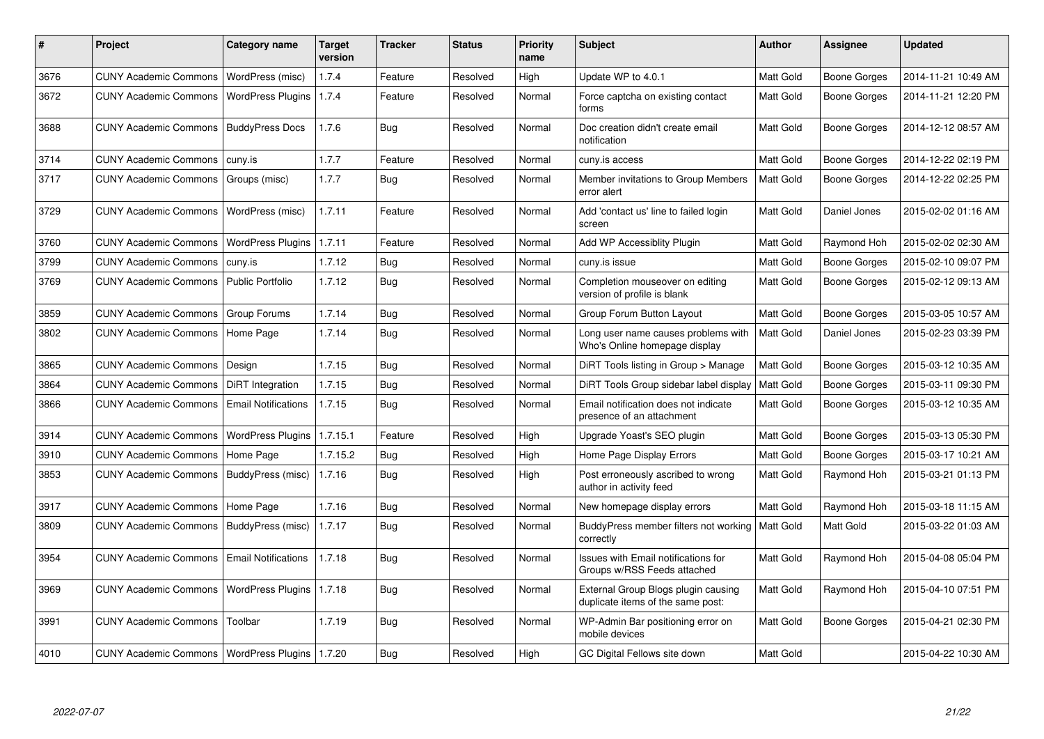| # | Project | Category name | Target version | Tracker | Status | Priority name | Subject | Author | Assignee | Updated |
|---|---|---|---|---|---|---|---|---|---|---|
| 3676 | CUNY Academic Commons | WordPress (misc) | 1.7.4 | Feature | Resolved | High | Update WP to 4.0.1 | Matt Gold | Boone Gorges | 2014-11-21 10:49 AM |
| 3672 | CUNY Academic Commons | WordPress Plugins | 1.7.4 | Feature | Resolved | Normal | Force captcha on existing contact forms | Matt Gold | Boone Gorges | 2014-11-21 12:20 PM |
| 3688 | CUNY Academic Commons | BuddyPress Docs | 1.7.6 | Bug | Resolved | Normal | Doc creation didn't create email notification | Matt Gold | Boone Gorges | 2014-12-12 08:57 AM |
| 3714 | CUNY Academic Commons | cuny.is | 1.7.7 | Feature | Resolved | Normal | cuny.is access | Matt Gold | Boone Gorges | 2014-12-22 02:19 PM |
| 3717 | CUNY Academic Commons | Groups (misc) | 1.7.7 | Bug | Resolved | Normal | Member invitations to Group Members error alert | Matt Gold | Boone Gorges | 2014-12-22 02:25 PM |
| 3729 | CUNY Academic Commons | WordPress (misc) | 1.7.11 | Feature | Resolved | Normal | Add 'contact us' line to failed login screen | Matt Gold | Daniel Jones | 2015-02-02 01:16 AM |
| 3760 | CUNY Academic Commons | WordPress Plugins | 1.7.11 | Feature | Resolved | Normal | Add WP Accessiblity Plugin | Matt Gold | Raymond Hoh | 2015-02-02 02:30 AM |
| 3799 | CUNY Academic Commons | cuny.is | 1.7.12 | Bug | Resolved | Normal | cuny.is issue | Matt Gold | Boone Gorges | 2015-02-10 09:07 PM |
| 3769 | CUNY Academic Commons | Public Portfolio | 1.7.12 | Bug | Resolved | Normal | Completion mouseover on editing version of profile is blank | Matt Gold | Boone Gorges | 2015-02-12 09:13 AM |
| 3859 | CUNY Academic Commons | Group Forums | 1.7.14 | Bug | Resolved | Normal | Group Forum Button Layout | Matt Gold | Boone Gorges | 2015-03-05 10:57 AM |
| 3802 | CUNY Academic Commons | Home Page | 1.7.14 | Bug | Resolved | Normal | Long user name causes problems with Who's Online homepage display | Matt Gold | Daniel Jones | 2015-02-23 03:39 PM |
| 3865 | CUNY Academic Commons | Design | 1.7.15 | Bug | Resolved | Normal | DiRT Tools listing in Group > Manage | Matt Gold | Boone Gorges | 2015-03-12 10:35 AM |
| 3864 | CUNY Academic Commons | DiRT Integration | 1.7.15 | Bug | Resolved | Normal | DiRT Tools Group sidebar label display | Matt Gold | Boone Gorges | 2015-03-11 09:30 PM |
| 3866 | CUNY Academic Commons | Email Notifications | 1.7.15 | Bug | Resolved | Normal | Email notification does not indicate presence of an attachment | Matt Gold | Boone Gorges | 2015-03-12 10:35 AM |
| 3914 | CUNY Academic Commons | WordPress Plugins | 1.7.15.1 | Feature | Resolved | High | Upgrade Yoast's SEO plugin | Matt Gold | Boone Gorges | 2015-03-13 05:30 PM |
| 3910 | CUNY Academic Commons | Home Page | 1.7.15.2 | Bug | Resolved | High | Home Page Display Errors | Matt Gold | Boone Gorges | 2015-03-17 10:21 AM |
| 3853 | CUNY Academic Commons | BuddyPress (misc) | 1.7.16 | Bug | Resolved | High | Post erroneously ascribed to wrong author in activity feed | Matt Gold | Raymond Hoh | 2015-03-21 01:13 PM |
| 3917 | CUNY Academic Commons | Home Page | 1.7.16 | Bug | Resolved | Normal | New homepage display errors | Matt Gold | Raymond Hoh | 2015-03-18 11:15 AM |
| 3809 | CUNY Academic Commons | BuddyPress (misc) | 1.7.17 | Bug | Resolved | Normal | BuddyPress member filters not working correctly | Matt Gold | Matt Gold | 2015-03-22 01:03 AM |
| 3954 | CUNY Academic Commons | Email Notifications | 1.7.18 | Bug | Resolved | Normal | Issues with Email notifications for Groups w/RSS Feeds attached | Matt Gold | Raymond Hoh | 2015-04-08 05:04 PM |
| 3969 | CUNY Academic Commons | WordPress Plugins | 1.7.18 | Bug | Resolved | Normal | External Group Blogs plugin causing duplicate items of the same post: | Matt Gold | Raymond Hoh | 2015-04-10 07:51 PM |
| 3991 | CUNY Academic Commons | Toolbar | 1.7.19 | Bug | Resolved | Normal | WP-Admin Bar positioning error on mobile devices | Matt Gold | Boone Gorges | 2015-04-21 02:30 PM |
| 4010 | CUNY Academic Commons | WordPress Plugins | 1.7.20 | Bug | Resolved | High | GC Digital Fellows site down | Matt Gold | | 2015-04-22 10:30 AM |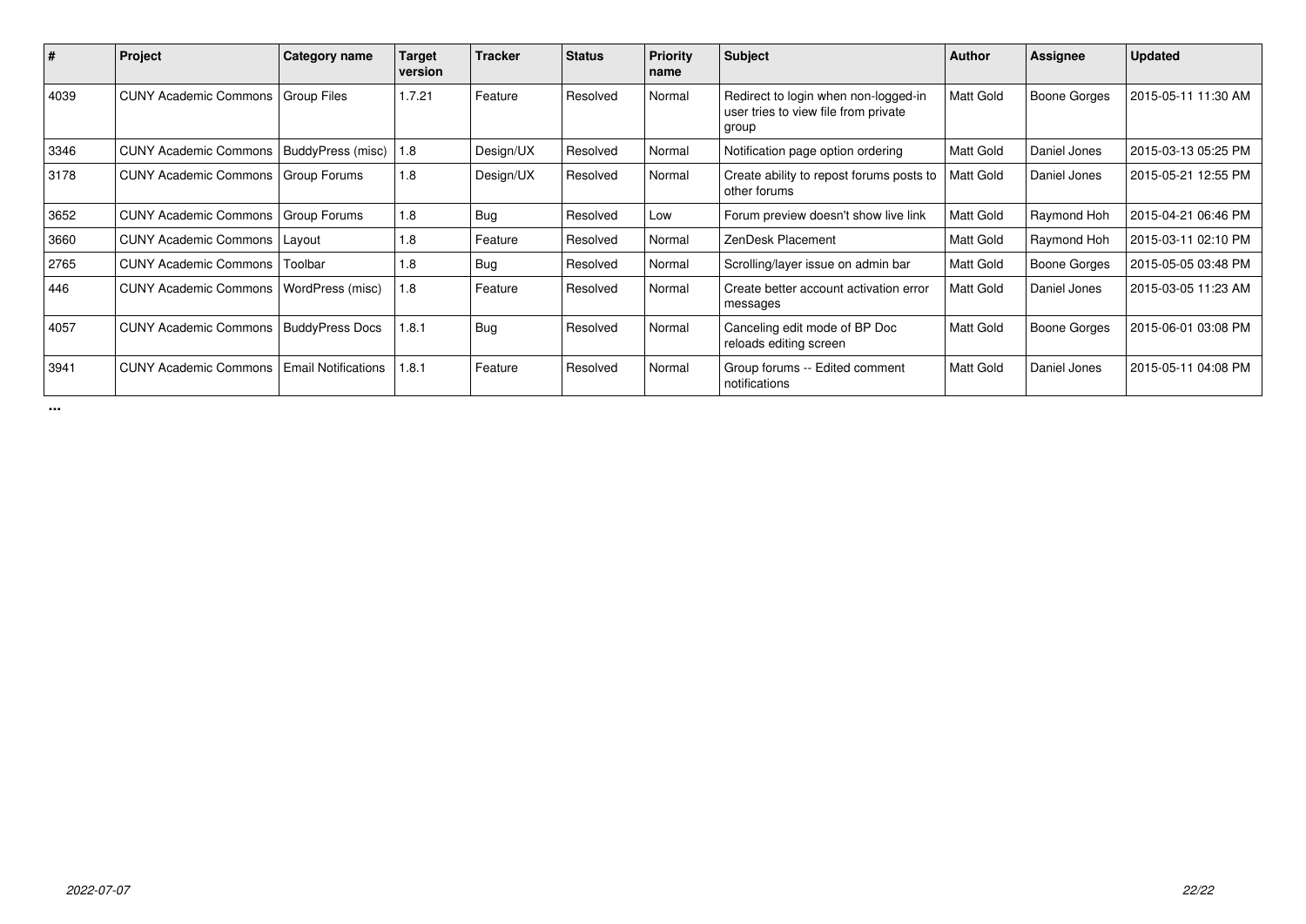| # | Project | Category name | Target version | Tracker | Status | Priority name | Subject | Author | Assignee | Updated |
|---|---|---|---|---|---|---|---|---|---|---|
| 4039 | CUNY Academic Commons | Group Files | 1.7.21 | Feature | Resolved | Normal | Redirect to login when non-logged-in user tries to view file from private group | Matt Gold | Boone Gorges | 2015-05-11 11:30 AM |
| 3346 | CUNY Academic Commons | BuddyPress (misc) | 1.8 | Design/UX | Resolved | Normal | Notification page option ordering | Matt Gold | Daniel Jones | 2015-03-13 05:25 PM |
| 3178 | CUNY Academic Commons | Group Forums | 1.8 | Design/UX | Resolved | Normal | Create ability to repost forums posts to other forums | Matt Gold | Daniel Jones | 2015-05-21 12:55 PM |
| 3652 | CUNY Academic Commons | Group Forums | 1.8 | Bug | Resolved | Low | Forum preview doesn't show live link | Matt Gold | Raymond Hoh | 2015-04-21 06:46 PM |
| 3660 | CUNY Academic Commons | Layout | 1.8 | Feature | Resolved | Normal | ZenDesk Placement | Matt Gold | Raymond Hoh | 2015-03-11 02:10 PM |
| 2765 | CUNY Academic Commons | Toolbar | 1.8 | Bug | Resolved | Normal | Scrolling/layer issue on admin bar | Matt Gold | Boone Gorges | 2015-05-05 03:48 PM |
| 446 | CUNY Academic Commons | WordPress (misc) | 1.8 | Feature | Resolved | Normal | Create better account activation error messages | Matt Gold | Daniel Jones | 2015-03-05 11:23 AM |
| 4057 | CUNY Academic Commons | BuddyPress Docs | 1.8.1 | Bug | Resolved | Normal | Canceling edit mode of BP Doc reloads editing screen | Matt Gold | Boone Gorges | 2015-06-01 03:08 PM |
| 3941 | CUNY Academic Commons | Email Notifications | 1.8.1 | Feature | Resolved | Normal | Group forums -- Edited comment notifications | Matt Gold | Daniel Jones | 2015-05-11 04:08 PM |

...